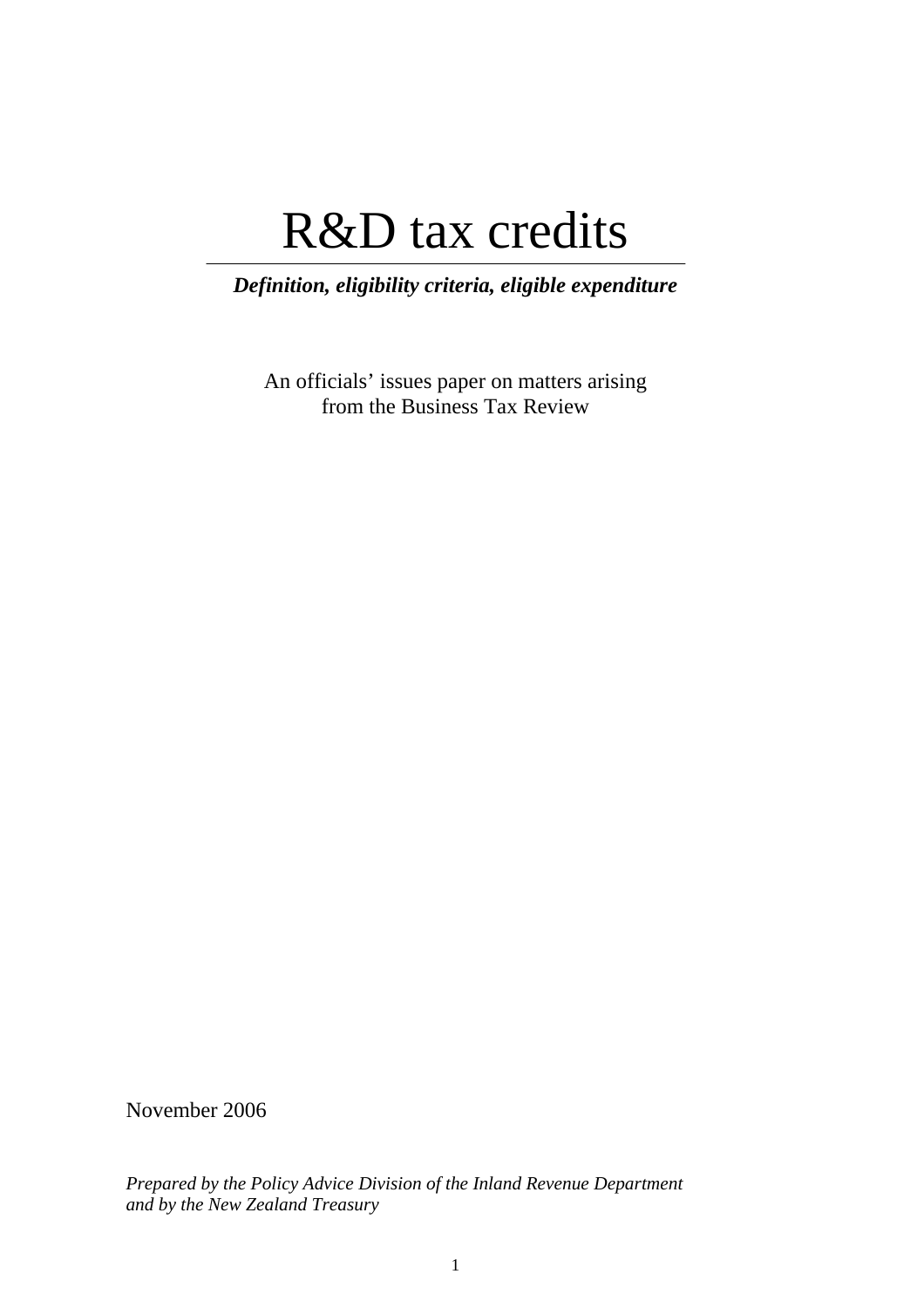# R&D tax credits

***Definition, eligibility criteria, eligible expenditure***

An officials' issues paper on matters arising
from the Business Tax Review

November 2006

*Prepared by the Policy Advice Division of the Inland Revenue Department and by the New Zealand Treasury*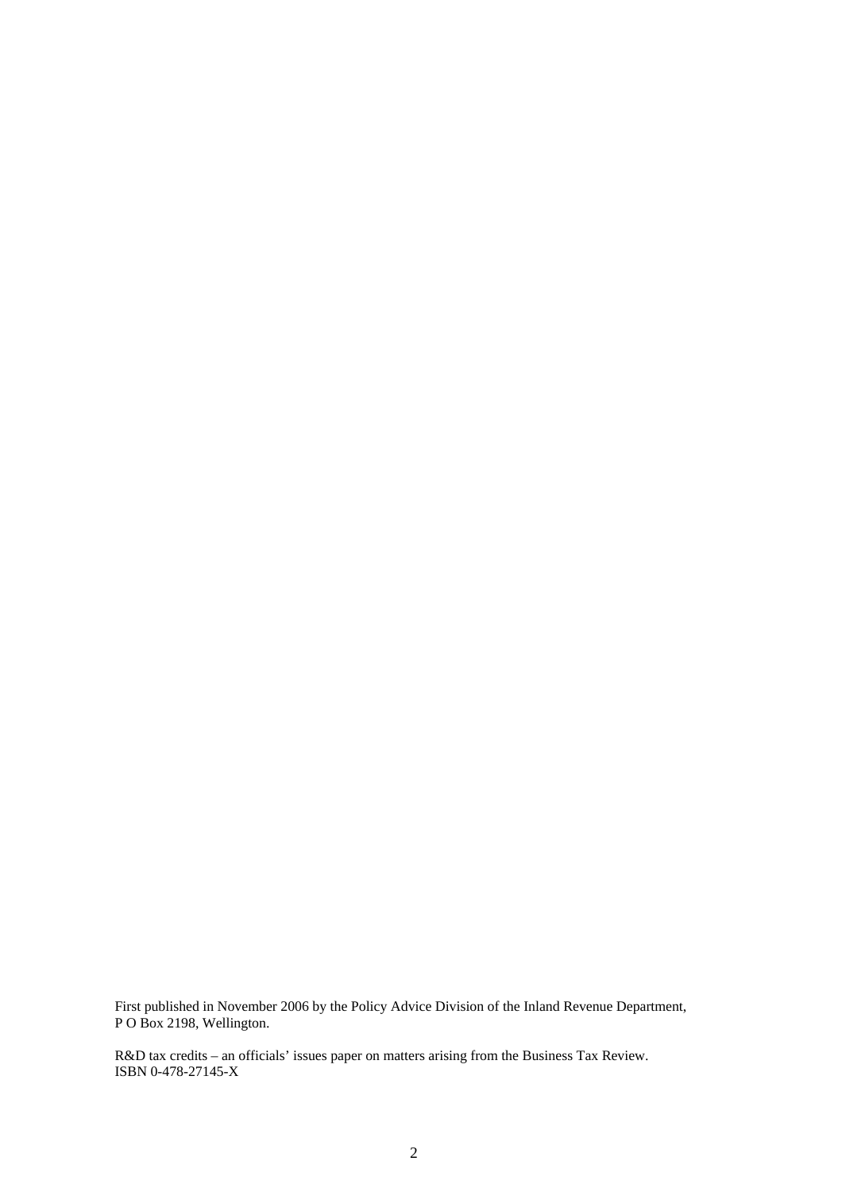First published in November 2006 by the Policy Advice Division of the Inland Revenue Department, P O Box 2198, Wellington.

R&D tax credits – an officials' issues paper on matters arising from the Business Tax Review.
ISBN 0-478-27145-X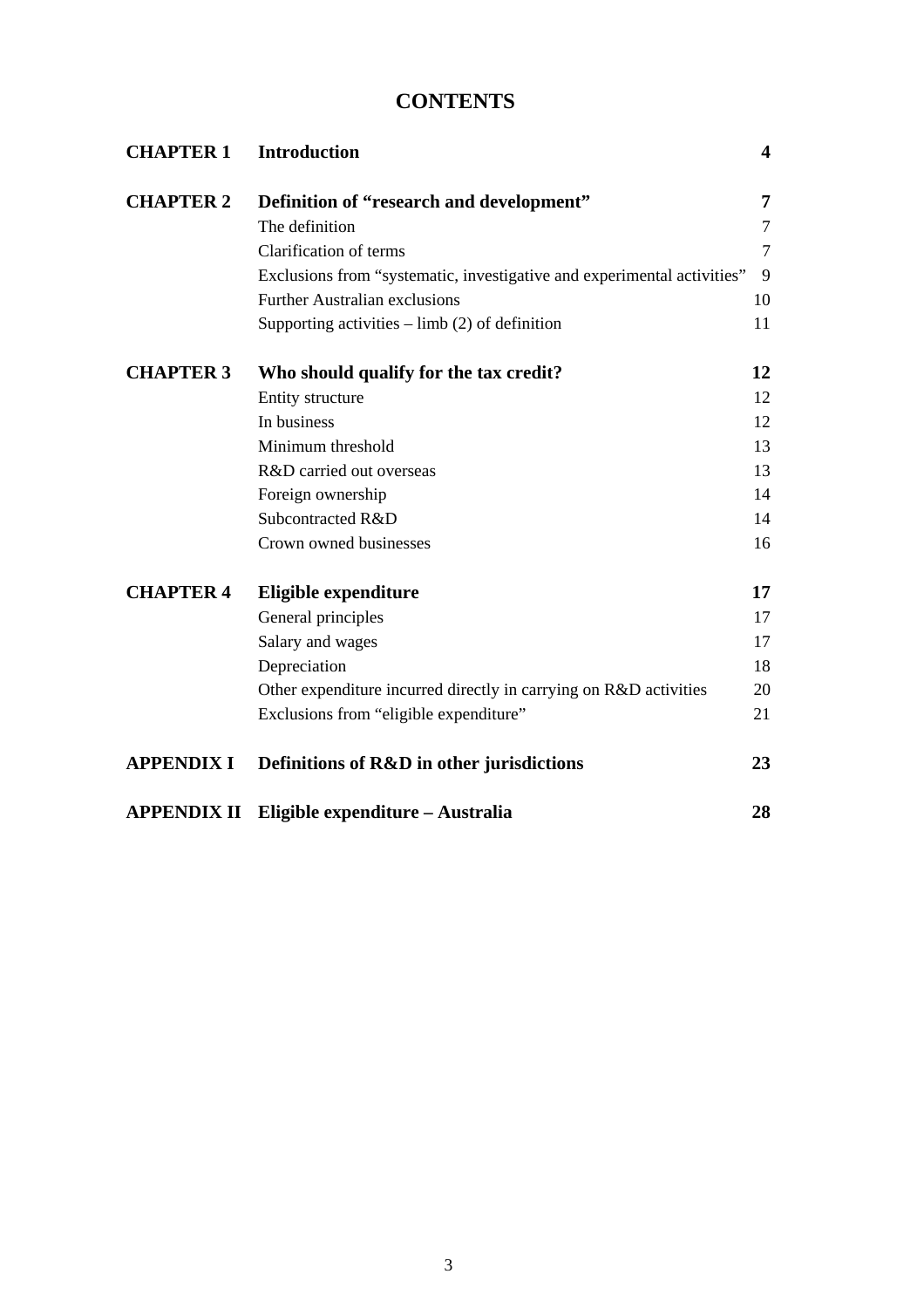# CONTENTS

| | | |
|---|---|---|
| **CHAPTER 1** | **Introduction** | **4** |
| **CHAPTER 2** | **Definition of “research and development”** | **7** |
| | The definition | 7 |
| | Clarification of terms | 7 |
| | Exclusions from “systematic, investigative and experimental activities” | 9 |
| | Further Australian exclusions | 10 |
| | Supporting activities – limb (2) of definition | 11 |
| **CHAPTER 3** | **Who should qualify for the tax credit?** | **12** |
| | Entity structure | 12 |
| | In business | 12 |
| | Minimum threshold | 13 |
| | R&D carried out overseas | 13 |
| | Foreign ownership | 14 |
| | Subcontracted R&D | 14 |
| | Crown owned businesses | 16 |
| **CHAPTER 4** | **Eligible expenditure** | **17** |
| | General principles | 17 |
| | Salary and wages | 17 |
| | Depreciation | 18 |
| | Other expenditure incurred directly in carrying on R&D activities | 20 |
| | Exclusions from “eligible expenditure” | 21 |
| **APPENDIX I** | **Definitions of R&D in other jurisdictions** | **23** |
| **APPENDIX II** | **Eligible expenditure – Australia** | **28** |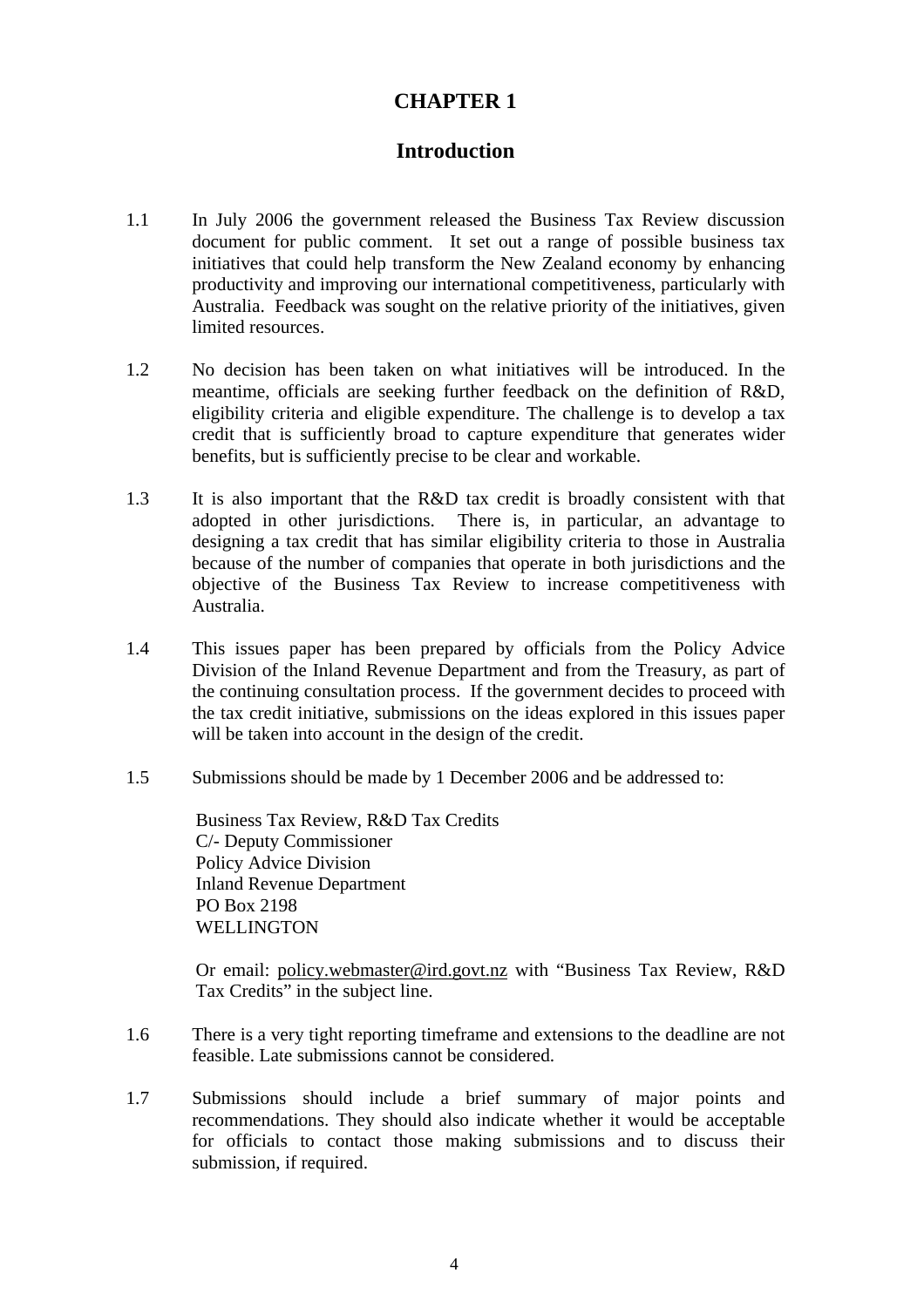# CHAPTER 1

## Introduction

1.1 In July 2006 the government released the Business Tax Review discussion document for public comment. It set out a range of possible business tax initiatives that could help transform the New Zealand economy by enhancing productivity and improving our international competitiveness, particularly with Australia. Feedback was sought on the relative priority of the initiatives, given limited resources.

1.2 No decision has been taken on what initiatives will be introduced. In the meantime, officials are seeking further feedback on the definition of R&D, eligibility criteria and eligible expenditure. The challenge is to develop a tax credit that is sufficiently broad to capture expenditure that generates wider benefits, but is sufficiently precise to be clear and workable.

1.3 It is also important that the R&D tax credit is broadly consistent with that adopted in other jurisdictions. There is, in particular, an advantage to designing a tax credit that has similar eligibility criteria to those in Australia because of the number of companies that operate in both jurisdictions and the objective of the Business Tax Review to increase competitiveness with Australia.

1.4 This issues paper has been prepared by officials from the Policy Advice Division of the Inland Revenue Department and from the Treasury, as part of the continuing consultation process. If the government decides to proceed with the tax credit initiative, submissions on the ideas explored in this issues paper will be taken into account in the design of the credit.

1.5 Submissions should be made by 1 December 2006 and be addressed to:

Business Tax Review, R&D Tax Credits
C/- Deputy Commissioner
Policy Advice Division
Inland Revenue Department
PO Box 2198
WELLINGTON

Or email: policy.webmaster@ird.govt.nz with "Business Tax Review, R&D Tax Credits" in the subject line.

1.6 There is a very tight reporting timeframe and extensions to the deadline are not feasible. Late submissions cannot be considered.

1.7 Submissions should include a brief summary of major points and recommendations. They should also indicate whether it would be acceptable for officials to contact those making submissions and to discuss their submission, if required.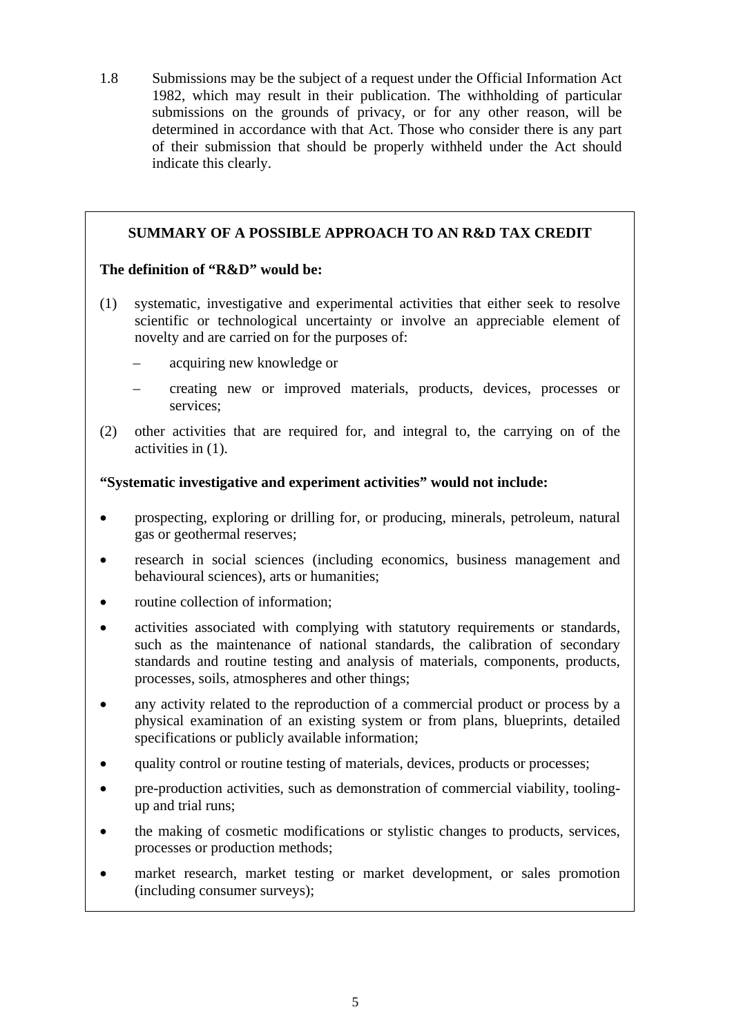1.8 Submissions may be the subject of a request under the Official Information Act 1982, which may result in their publication. The withholding of particular submissions on the grounds of privacy, or for any other reason, will be determined in accordance with that Act. Those who consider there is any part of their submission that should be properly withheld under the Act should indicate this clearly.

**SUMMARY OF A POSSIBLE APPROACH TO AN R&D TAX CREDIT**

**The definition of "R&D" would be:**

(1) systematic, investigative and experimental activities that either seek to resolve scientific or technological uncertainty or involve an appreciable element of novelty and are carried on for the purposes of:

– acquiring new knowledge or

– creating new or improved materials, products, devices, processes or services;

(2) other activities that are required for, and integral to, the carrying on of the activities in (1).

**"Systematic investigative and experiment activities" would not include:**

- prospecting, exploring or drilling for, or producing, minerals, petroleum, natural gas or geothermal reserves;
- research in social sciences (including economics, business management and behavioural sciences), arts or humanities;
- routine collection of information;
- activities associated with complying with statutory requirements or standards, such as the maintenance of national standards, the calibration of secondary standards and routine testing and analysis of materials, components, products, processes, soils, atmospheres and other things;
- any activity related to the reproduction of a commercial product or process by a physical examination of an existing system or from plans, blueprints, detailed specifications or publicly available information;
- quality control or routine testing of materials, devices, products or processes;
- pre-production activities, such as demonstration of commercial viability, tooling-up and trial runs;
- the making of cosmetic modifications or stylistic changes to products, services, processes or production methods;
- market research, market testing or market development, or sales promotion (including consumer surveys);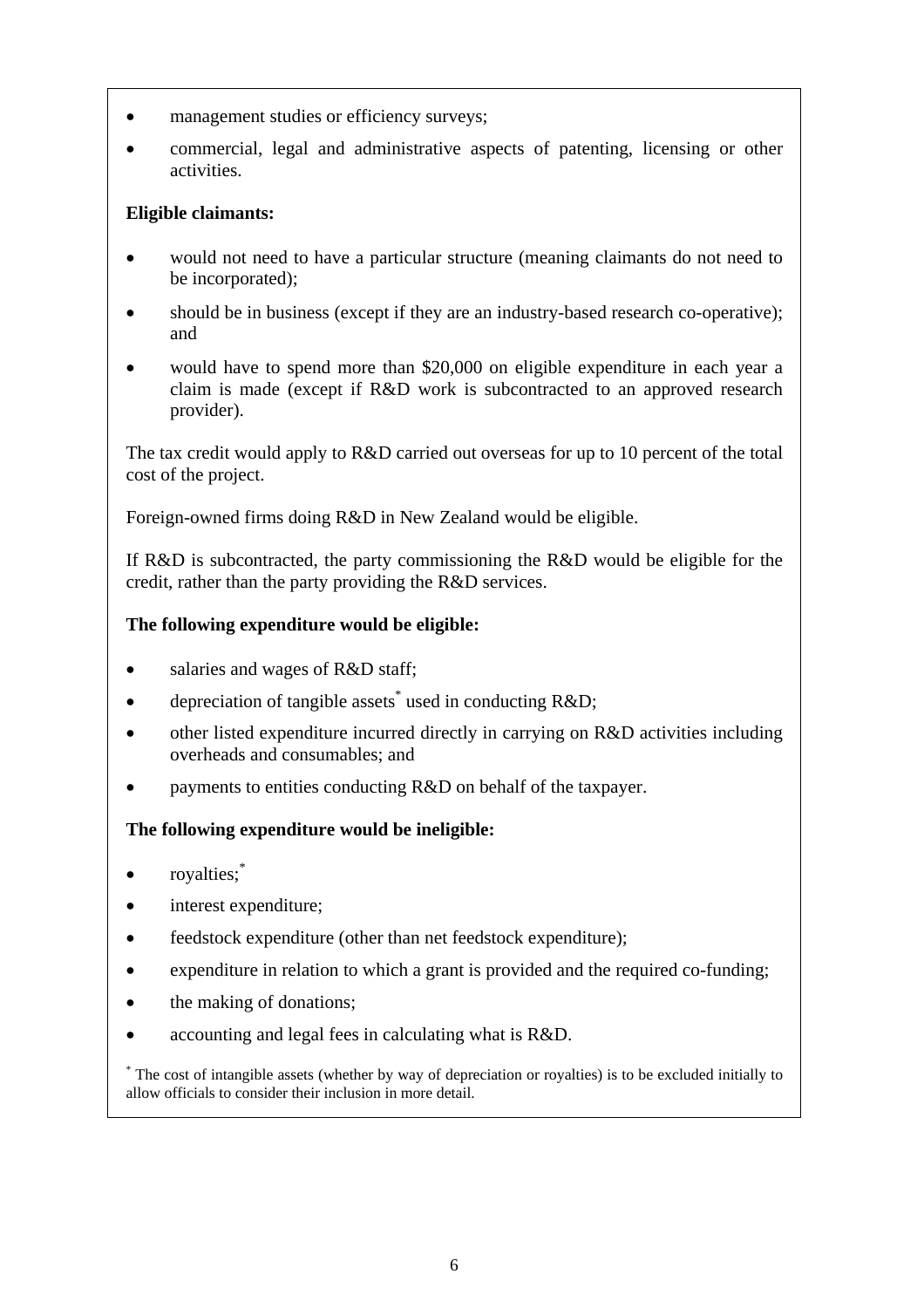- management studies or efficiency surveys;
- commercial, legal and administrative aspects of patenting, licensing or other activities.

**Eligible claimants:**

- would not need to have a particular structure (meaning claimants do not need to be incorporated);
- should be in business (except if they are an industry-based research co-operative); and
- would have to spend more than $20,000 on eligible expenditure in each year a claim is made (except if R&D work is subcontracted to an approved research provider).

The tax credit would apply to R&D carried out overseas for up to 10 percent of the total cost of the project.

Foreign-owned firms doing R&D in New Zealand would be eligible.

If R&D is subcontracted, the party commissioning the R&D would be eligible for the credit, rather than the party providing the R&D services.

**The following expenditure would be eligible:**

- salaries and wages of R&D staff;
- depreciation of tangible assets[*] used in conducting R&D;
- other listed expenditure incurred directly in carrying on R&D activities including overheads and consumables; and
- payments to entities conducting R&D on behalf of the taxpayer.

**The following expenditure would be ineligible:**

- royalties;[*]
- interest expenditure;
- feedstock expenditure (other than net feedstock expenditure);
- expenditure in relation to which a grant is provided and the required co-funding;
- the making of donations;
- accounting and legal fees in calculating what is R&D.

[*] The cost of intangible assets (whether by way of depreciation or royalties) is to be excluded initially to allow officials to consider their inclusion in more detail.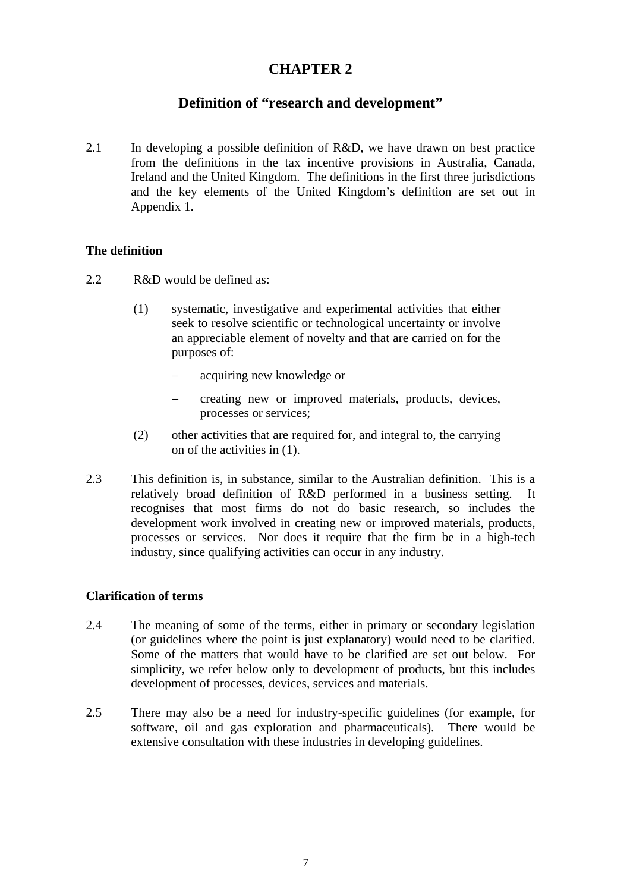# CHAPTER 2

## Definition of "research and development"

2.1 In developing a possible definition of R&D, we have drawn on best practice from the definitions in the tax incentive provisions in Australia, Canada, Ireland and the United Kingdom. The definitions in the first three jurisdictions and the key elements of the United Kingdom's definition are set out in Appendix 1.

### The definition

2.2 R&D would be defined as:

(1) systematic, investigative and experimental activities that either seek to resolve scientific or technological uncertainty or involve an appreciable element of novelty and that are carried on for the purposes of:

- acquiring new knowledge or
- creating new or improved materials, products, devices, processes or services;

(2) other activities that are required for, and integral to, the carrying on of the activities in (1).

2.3 This definition is, in substance, similar to the Australian definition. This is a relatively broad definition of R&D performed in a business setting. It recognises that most firms do not do basic research, so includes the development work involved in creating new or improved materials, products, processes or services. Nor does it require that the firm be in a high-tech industry, since qualifying activities can occur in any industry.

### Clarification of terms

2.4 The meaning of some of the terms, either in primary or secondary legislation (or guidelines where the point is just explanatory) would need to be clarified. Some of the matters that would have to be clarified are set out below. For simplicity, we refer below only to development of products, but this includes development of processes, devices, services and materials.

2.5 There may also be a need for industry-specific guidelines (for example, for software, oil and gas exploration and pharmaceuticals). There would be extensive consultation with these industries in developing guidelines.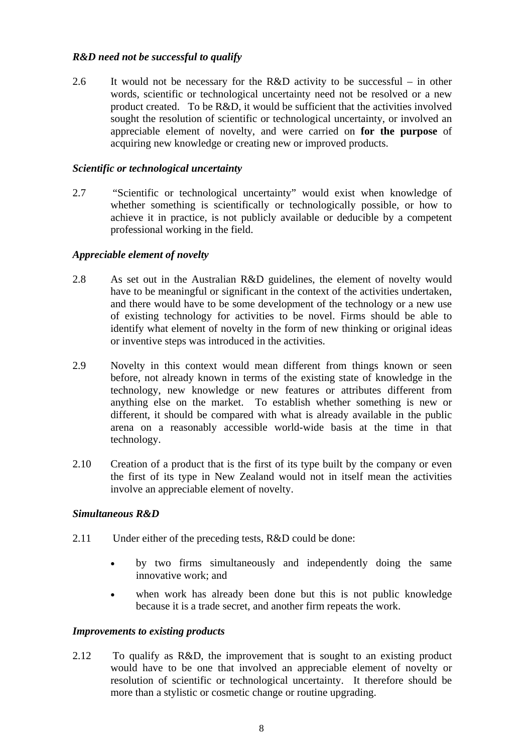### *R&D need not be successful to qualify*

2.6 It would not be necessary for the R&D activity to be successful – in other words, scientific or technological uncertainty need not be resolved or a new product created. To be R&D, it would be sufficient that the activities involved sought the resolution of scientific or technological uncertainty, or involved an appreciable element of novelty, and were carried on **for the purpose** of acquiring new knowledge or creating new or improved products.

### *Scientific or technological uncertainty*

2.7 "Scientific or technological uncertainty" would exist when knowledge of whether something is scientifically or technologically possible, or how to achieve it in practice, is not publicly available or deducible by a competent professional working in the field.

### *Appreciable element of novelty*

2.8 As set out in the Australian R&D guidelines, the element of novelty would have to be meaningful or significant in the context of the activities undertaken, and there would have to be some development of the technology or a new use of existing technology for activities to be novel. Firms should be able to identify what element of novelty in the form of new thinking or original ideas or inventive steps was introduced in the activities.

2.9 Novelty in this context would mean different from things known or seen before, not already known in terms of the existing state of knowledge in the technology, new knowledge or new features or attributes different from anything else on the market. To establish whether something is new or different, it should be compared with what is already available in the public arena on a reasonably accessible world-wide basis at the time in that technology.

2.10 Creation of a product that is the first of its type built by the company or even the first of its type in New Zealand would not in itself mean the activities involve an appreciable element of novelty.

### *Simultaneous R&D*

2.11 Under either of the preceding tests, R&D could be done:

- by two firms simultaneously and independently doing the same innovative work; and
- when work has already been done but this is not public knowledge because it is a trade secret, and another firm repeats the work.

### *Improvements to existing products*

2.12 To qualify as R&D, the improvement that is sought to an existing product would have to be one that involved an appreciable element of novelty or resolution of scientific or technological uncertainty. It therefore should be more than a stylistic or cosmetic change or routine upgrading.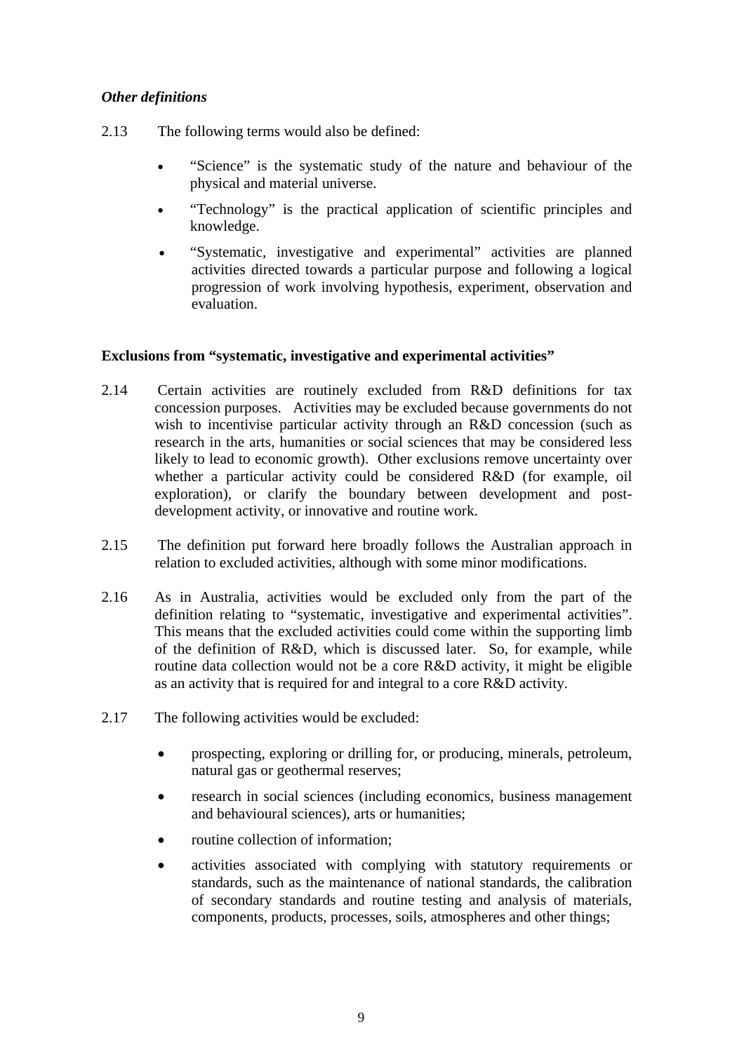### *Other definitions*

2.13 The following terms would also be defined:

- "Science" is the systematic study of the nature and behaviour of the physical and material universe.
- "Technology" is the practical application of scientific principles and knowledge.
- "Systematic, investigative and experimental" activities are planned activities directed towards a particular purpose and following a logical progression of work involving hypothesis, experiment, observation and evaluation.

### **Exclusions from "systematic, investigative and experimental activities"**

2.14 Certain activities are routinely excluded from R&D definitions for tax concession purposes. Activities may be excluded because governments do not wish to incentivise particular activity through an R&D concession (such as research in the arts, humanities or social sciences that may be considered less likely to lead to economic growth). Other exclusions remove uncertainty over whether a particular activity could be considered R&D (for example, oil exploration), or clarify the boundary between development and post-development activity, or innovative and routine work.

2.15 The definition put forward here broadly follows the Australian approach in relation to excluded activities, although with some minor modifications.

2.16 As in Australia, activities would be excluded only from the part of the definition relating to "systematic, investigative and experimental activities". This means that the excluded activities could come within the supporting limb of the definition of R&D, which is discussed later. So, for example, while routine data collection would not be a core R&D activity, it might be eligible as an activity that is required for and integral to a core R&D activity.

2.17 The following activities would be excluded:

- prospecting, exploring or drilling for, or producing, minerals, petroleum, natural gas or geothermal reserves;
- research in social sciences (including economics, business management and behavioural sciences), arts or humanities;
- routine collection of information;
- activities associated with complying with statutory requirements or standards, such as the maintenance of national standards, the calibration of secondary standards and routine testing and analysis of materials, components, products, processes, soils, atmospheres and other things;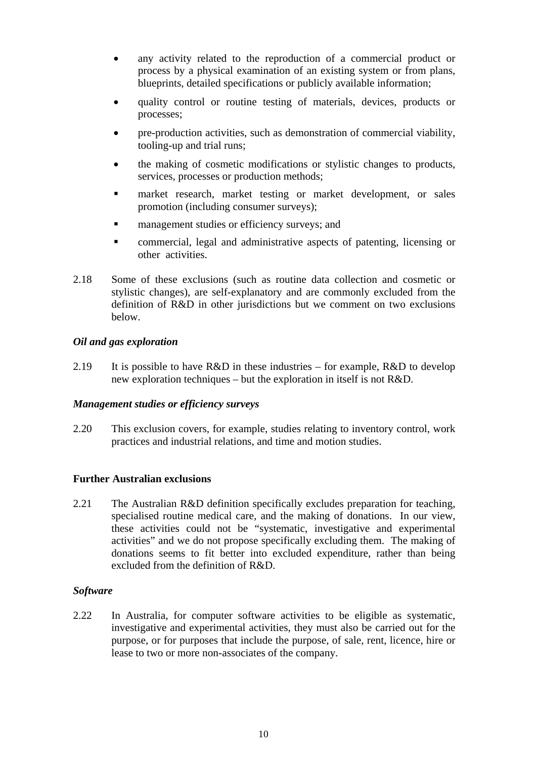- any activity related to the reproduction of a commercial product or process by a physical examination of an existing system or from plans, blueprints, detailed specifications or publicly available information;
- quality control or routine testing of materials, devices, products or processes;
- pre-production activities, such as demonstration of commercial viability, tooling-up and trial runs;
- the making of cosmetic modifications or stylistic changes to products, services, processes or production methods;
- market research, market testing or market development, or sales promotion (including consumer surveys);
- management studies or efficiency surveys; and
- commercial, legal and administrative aspects of patenting, licensing or other activities.

2.18 Some of these exclusions (such as routine data collection and cosmetic or stylistic changes), are self-explanatory and are commonly excluded from the definition of R&D in other jurisdictions but we comment on two exclusions below.

***Oil and gas exploration***

2.19 It is possible to have R&D in these industries – for example, R&D to develop new exploration techniques – but the exploration in itself is not R&D.

***Management studies or efficiency surveys***

2.20 This exclusion covers, for example, studies relating to inventory control, work practices and industrial relations, and time and motion studies.

**Further Australian exclusions**

2.21 The Australian R&D definition specifically excludes preparation for teaching, specialised routine medical care, and the making of donations. In our view, these activities could not be "systematic, investigative and experimental activities" and we do not propose specifically excluding them. The making of donations seems to fit better into excluded expenditure, rather than being excluded from the definition of R&D.

***Software***

2.22 In Australia, for computer software activities to be eligible as systematic, investigative and experimental activities, they must also be carried out for the purpose, or for purposes that include the purpose, of sale, rent, licence, hire or lease to two or more non-associates of the company.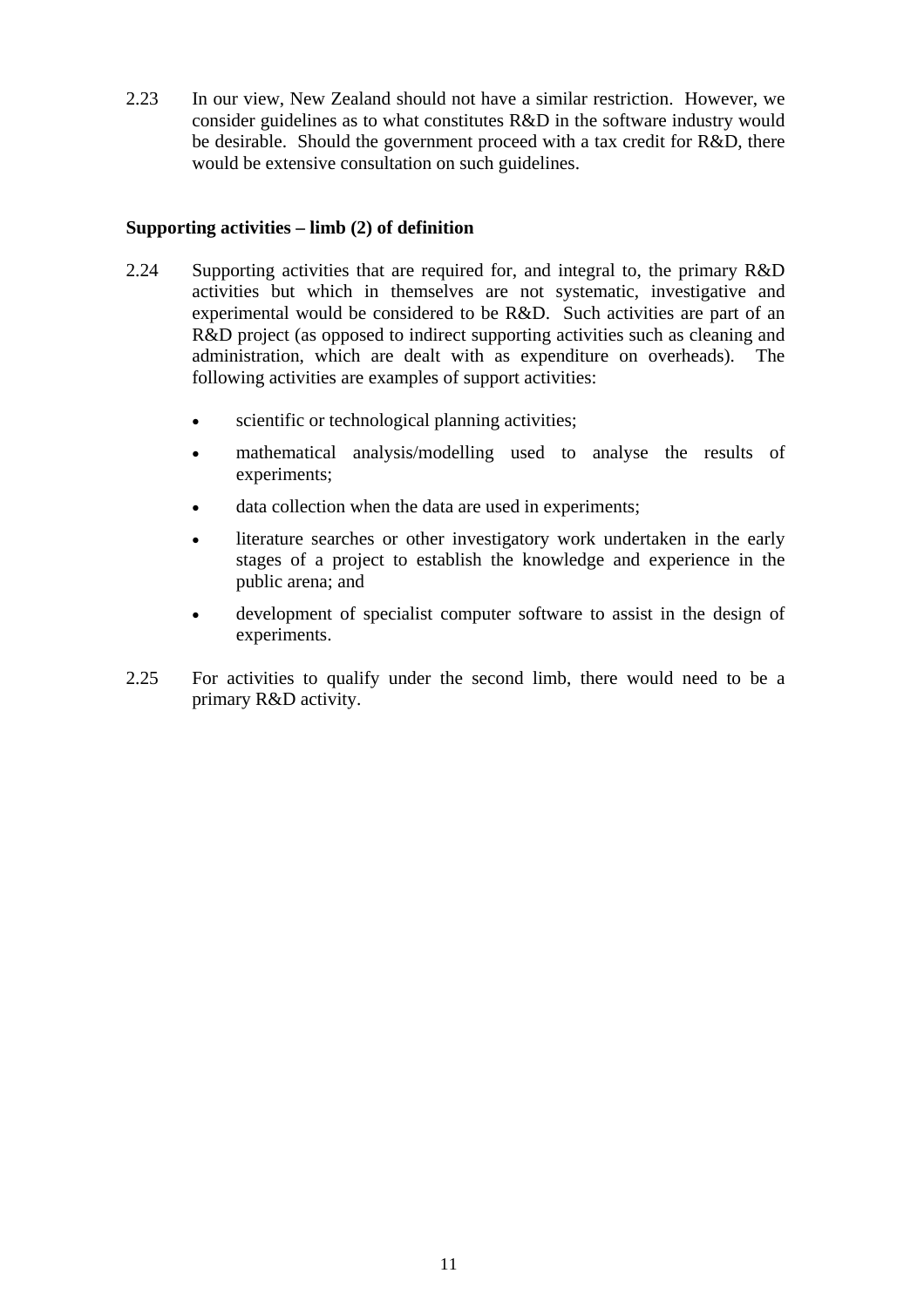2.23 In our view, New Zealand should not have a similar restriction. However, we consider guidelines as to what constitutes R&D in the software industry would be desirable. Should the government proceed with a tax credit for R&D, there would be extensive consultation on such guidelines.

**Supporting activities – limb (2) of definition**

2.24 Supporting activities that are required for, and integral to, the primary R&D activities but which in themselves are not systematic, investigative and experimental would be considered to be R&D. Such activities are part of an R&D project (as opposed to indirect supporting activities such as cleaning and administration, which are dealt with as expenditure on overheads). The following activities are examples of support activities:

- scientific or technological planning activities;
- mathematical analysis/modelling used to analyse the results of experiments;
- data collection when the data are used in experiments;
- literature searches or other investigatory work undertaken in the early stages of a project to establish the knowledge and experience in the public arena; and
- development of specialist computer software to assist in the design of experiments.

2.25 For activities to qualify under the second limb, there would need to be a primary R&D activity.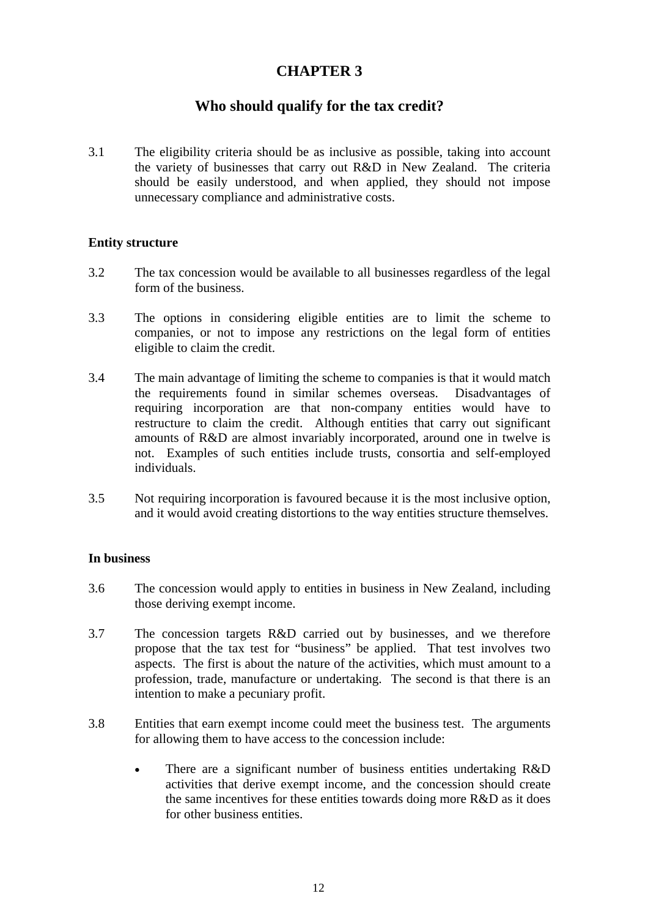# CHAPTER 3

## Who should qualify for the tax credit?

3.1 The eligibility criteria should be as inclusive as possible, taking into account the variety of businesses that carry out R&D in New Zealand. The criteria should be easily understood, and when applied, they should not impose unnecessary compliance and administrative costs.

### Entity structure

3.2 The tax concession would be available to all businesses regardless of the legal form of the business.

3.3 The options in considering eligible entities are to limit the scheme to companies, or not to impose any restrictions on the legal form of entities eligible to claim the credit.

3.4 The main advantage of limiting the scheme to companies is that it would match the requirements found in similar schemes overseas. Disadvantages of requiring incorporation are that non-company entities would have to restructure to claim the credit. Although entities that carry out significant amounts of R&D are almost invariably incorporated, around one in twelve is not. Examples of such entities include trusts, consortia and self-employed individuals.

3.5 Not requiring incorporation is favoured because it is the most inclusive option, and it would avoid creating distortions to the way entities structure themselves.

### In business

3.6 The concession would apply to entities in business in New Zealand, including those deriving exempt income.

3.7 The concession targets R&D carried out by businesses, and we therefore propose that the tax test for "business" be applied. That test involves two aspects. The first is about the nature of the activities, which must amount to a profession, trade, manufacture or undertaking. The second is that there is an intention to make a pecuniary profit.

3.8 Entities that earn exempt income could meet the business test. The arguments for allowing them to have access to the concession include:

- There are a significant number of business entities undertaking R&D activities that derive exempt income, and the concession should create the same incentives for these entities towards doing more R&D as it does for other business entities.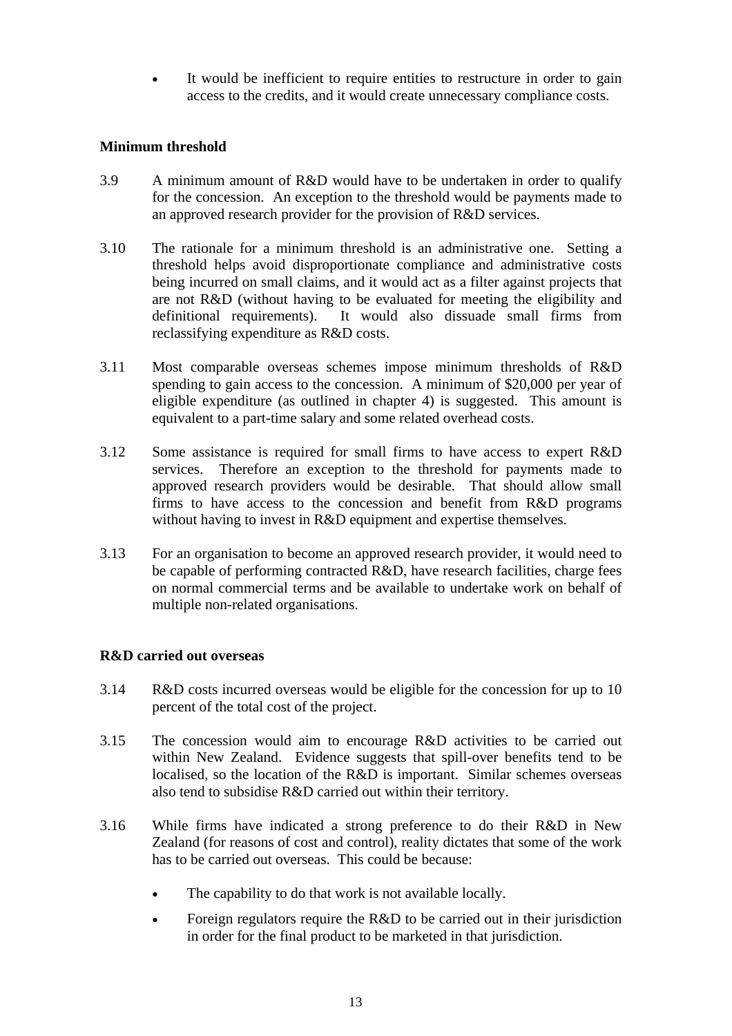- It would be inefficient to require entities to restructure in order to gain access to the credits, and it would create unnecessary compliance costs.

### Minimum threshold

3.9 A minimum amount of R&D would have to be undertaken in order to qualify for the concession. An exception to the threshold would be payments made to an approved research provider for the provision of R&D services.

3.10 The rationale for a minimum threshold is an administrative one. Setting a threshold helps avoid disproportionate compliance and administrative costs being incurred on small claims, and it would act as a filter against projects that are not R&D (without having to be evaluated for meeting the eligibility and definitional requirements). It would also dissuade small firms from reclassifying expenditure as R&D costs.

3.11 Most comparable overseas schemes impose minimum thresholds of R&D spending to gain access to the concession. A minimum of $20,000 per year of eligible expenditure (as outlined in chapter 4) is suggested. This amount is equivalent to a part-time salary and some related overhead costs.

3.12 Some assistance is required for small firms to have access to expert R&D services. Therefore an exception to the threshold for payments made to approved research providers would be desirable. That should allow small firms to have access to the concession and benefit from R&D programs without having to invest in R&D equipment and expertise themselves.

3.13 For an organisation to become an approved research provider, it would need to be capable of performing contracted R&D, have research facilities, charge fees on normal commercial terms and be available to undertake work on behalf of multiple non-related organisations.

### R&D carried out overseas

3.14 R&D costs incurred overseas would be eligible for the concession for up to 10 percent of the total cost of the project.

3.15 The concession would aim to encourage R&D activities to be carried out within New Zealand. Evidence suggests that spill-over benefits tend to be localised, so the location of the R&D is important. Similar schemes overseas also tend to subsidise R&D carried out within their territory.

3.16 While firms have indicated a strong preference to do their R&D in New Zealand (for reasons of cost and control), reality dictates that some of the work has to be carried out overseas. This could be because:

- The capability to do that work is not available locally.
- Foreign regulators require the R&D to be carried out in their jurisdiction in order for the final product to be marketed in that jurisdiction.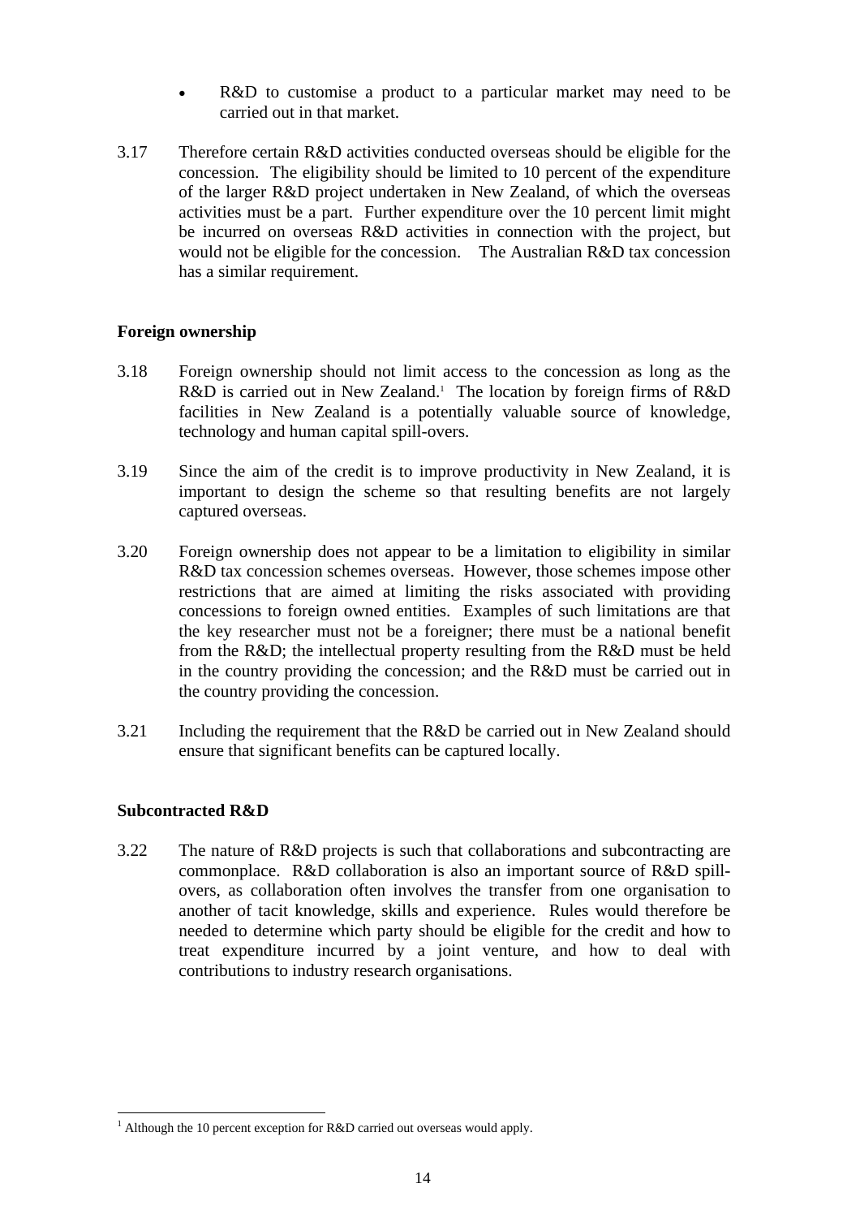- R&D to customise a product to a particular market may need to be carried out in that market.

3.17 Therefore certain R&D activities conducted overseas should be eligible for the concession. The eligibility should be limited to 10 percent of the expenditure of the larger R&D project undertaken in New Zealand, of which the overseas activities must be a part. Further expenditure over the 10 percent limit might be incurred on overseas R&D activities in connection with the project, but would not be eligible for the concession. The Australian R&D tax concession has a similar requirement.

**Foreign ownership**

3.18 Foreign ownership should not limit access to the concession as long as the R&D is carried out in New Zealand.[1] The location by foreign firms of R&D facilities in New Zealand is a potentially valuable source of knowledge, technology and human capital spill-overs.

3.19 Since the aim of the credit is to improve productivity in New Zealand, it is important to design the scheme so that resulting benefits are not largely captured overseas.

3.20 Foreign ownership does not appear to be a limitation to eligibility in similar R&D tax concession schemes overseas. However, those schemes impose other restrictions that are aimed at limiting the risks associated with providing concessions to foreign owned entities. Examples of such limitations are that the key researcher must not be a foreigner; there must be a national benefit from the R&D; the intellectual property resulting from the R&D must be held in the country providing the concession; and the R&D must be carried out in the country providing the concession.

3.21 Including the requirement that the R&D be carried out in New Zealand should ensure that significant benefits can be captured locally.

**Subcontracted R&D**

3.22 The nature of R&D projects is such that collaborations and subcontracting are commonplace. R&D collaboration is also an important source of R&D spill-overs, as collaboration often involves the transfer from one organisation to another of tacit knowledge, skills and experience. Rules would therefore be needed to determine which party should be eligible for the credit and how to treat expenditure incurred by a joint venture, and how to deal with contributions to industry research organisations.

[1] Although the 10 percent exception for R&D carried out overseas would apply.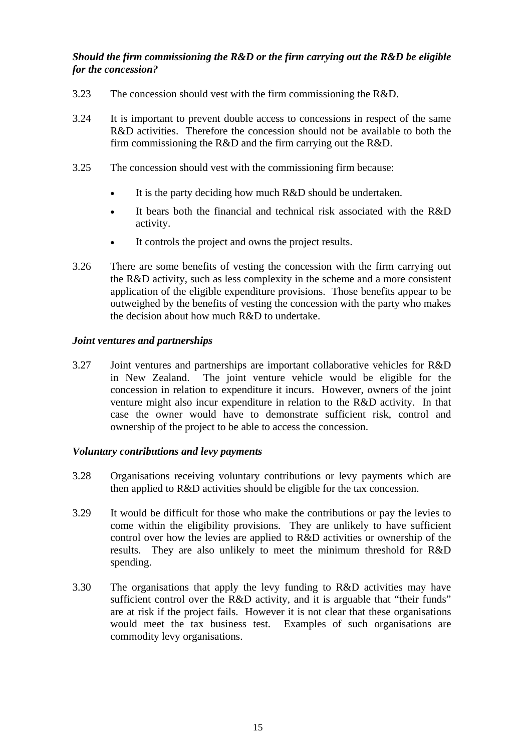### *Should the firm commissioning the R&D or the firm carrying out the R&D be eligible for the concession?*

3.23 The concession should vest with the firm commissioning the R&D.

3.24 It is important to prevent double access to concessions in respect of the same R&D activities. Therefore the concession should not be available to both the firm commissioning the R&D and the firm carrying out the R&D.

3.25 The concession should vest with the commissioning firm because:

- It is the party deciding how much R&D should be undertaken.
- It bears both the financial and technical risk associated with the R&D activity.
- It controls the project and owns the project results.

3.26 There are some benefits of vesting the concession with the firm carrying out the R&D activity, such as less complexity in the scheme and a more consistent application of the eligible expenditure provisions. Those benefits appear to be outweighed by the benefits of vesting the concession with the party who makes the decision about how much R&D to undertake.

### *Joint ventures and partnerships*

3.27 Joint ventures and partnerships are important collaborative vehicles for R&D in New Zealand. The joint venture vehicle would be eligible for the concession in relation to expenditure it incurs. However, owners of the joint venture might also incur expenditure in relation to the R&D activity. In that case the owner would have to demonstrate sufficient risk, control and ownership of the project to be able to access the concession.

### *Voluntary contributions and levy payments*

3.28 Organisations receiving voluntary contributions or levy payments which are then applied to R&D activities should be eligible for the tax concession.

3.29 It would be difficult for those who make the contributions or pay the levies to come within the eligibility provisions. They are unlikely to have sufficient control over how the levies are applied to R&D activities or ownership of the results. They are also unlikely to meet the minimum threshold for R&D spending.

3.30 The organisations that apply the levy funding to R&D activities may have sufficient control over the R&D activity, and it is arguable that "their funds" are at risk if the project fails. However it is not clear that these organisations would meet the tax business test. Examples of such organisations are commodity levy organisations.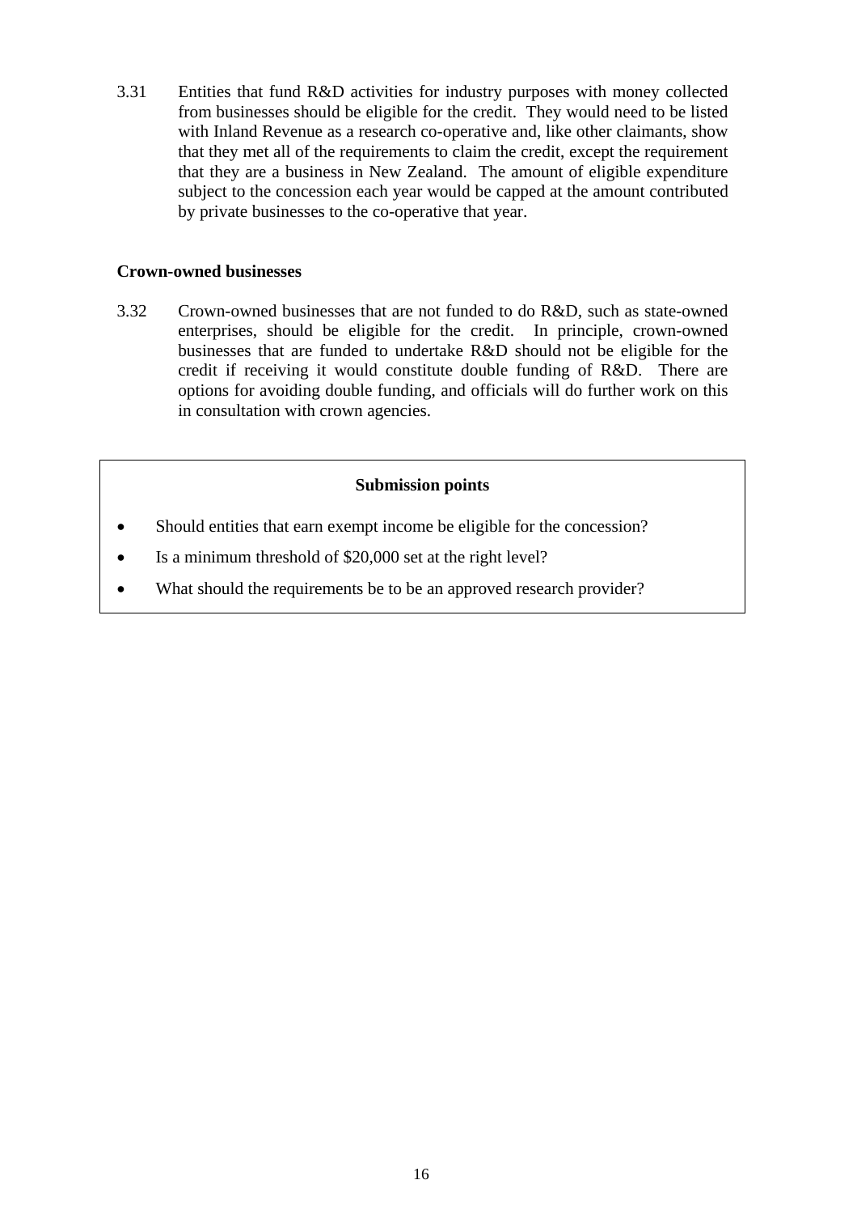3.31 Entities that fund R&D activities for industry purposes with money collected from businesses should be eligible for the credit. They would need to be listed with Inland Revenue as a research co-operative and, like other claimants, show that they met all of the requirements to claim the credit, except the requirement that they are a business in New Zealand. The amount of eligible expenditure subject to the concession each year would be capped at the amount contributed by private businesses to the co-operative that year.

**Crown-owned businesses**

3.32 Crown-owned businesses that are not funded to do R&D, such as state-owned enterprises, should be eligible for the credit. In principle, crown-owned businesses that are funded to undertake R&D should not be eligible for the credit if receiving it would constitute double funding of R&D. There are options for avoiding double funding, and officials will do further work on this in consultation with crown agencies.

**Submission points**

- Should entities that earn exempt income be eligible for the concession?
- Is a minimum threshold of $20,000 set at the right level?
- What should the requirements be to be an approved research provider?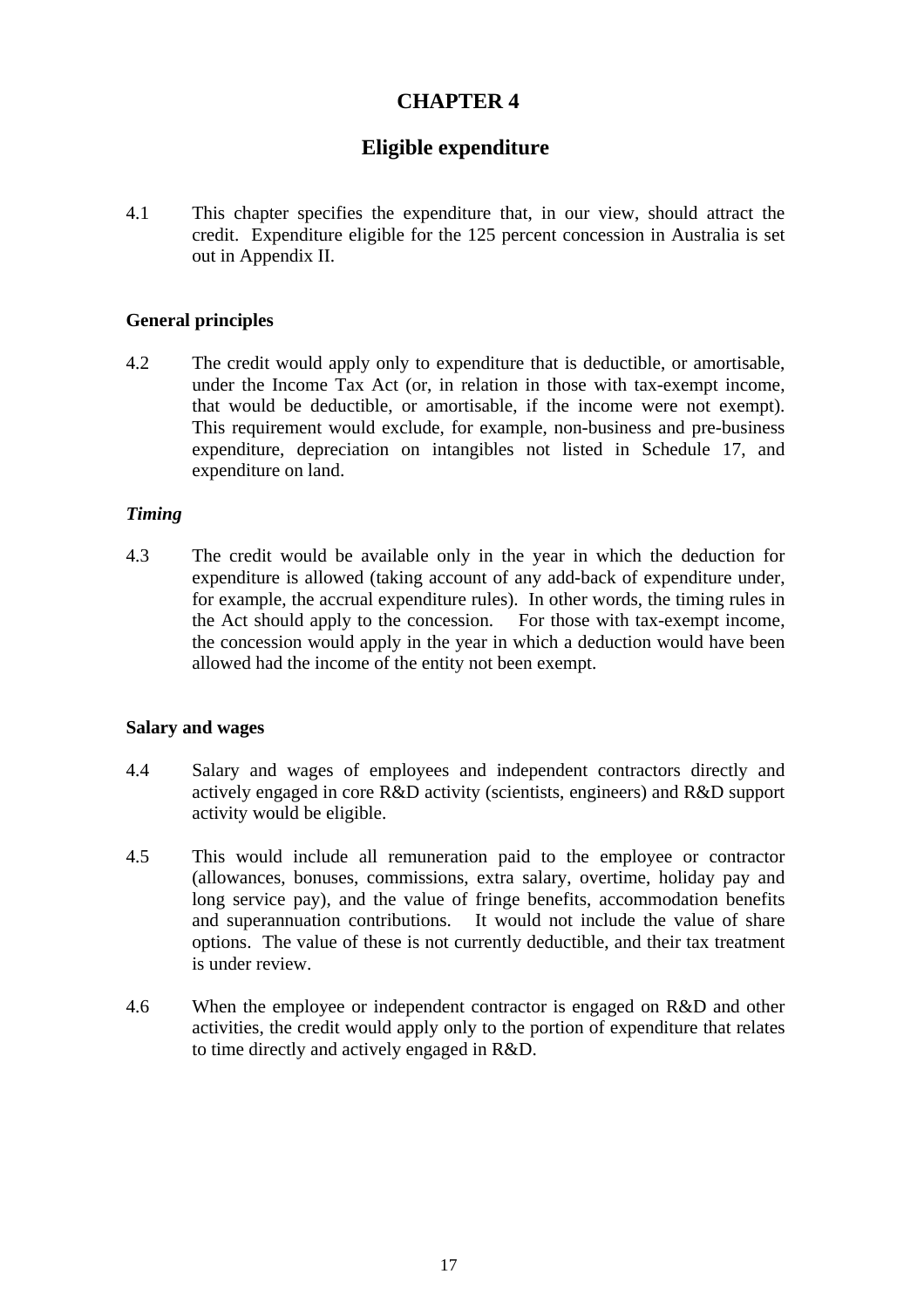# CHAPTER 4

## Eligible expenditure

4.1 This chapter specifies the expenditure that, in our view, should attract the credit. Expenditure eligible for the 125 percent concession in Australia is set out in Appendix II.

### General principles

4.2 The credit would apply only to expenditure that is deductible, or amortisable, under the Income Tax Act (or, in relation in those with tax-exempt income, that would be deductible, or amortisable, if the income were not exempt). This requirement would exclude, for example, non-business and pre-business expenditure, depreciation on intangibles not listed in Schedule 17, and expenditure on land.

#### *Timing*

4.3 The credit would be available only in the year in which the deduction for expenditure is allowed (taking account of any add-back of expenditure under, for example, the accrual expenditure rules). In other words, the timing rules in the Act should apply to the concession. For those with tax-exempt income, the concession would apply in the year in which a deduction would have been allowed had the income of the entity not been exempt.

### Salary and wages

4.4 Salary and wages of employees and independent contractors directly and actively engaged in core R&D activity (scientists, engineers) and R&D support activity would be eligible.

4.5 This would include all remuneration paid to the employee or contractor (allowances, bonuses, commissions, extra salary, overtime, holiday pay and long service pay), and the value of fringe benefits, accommodation benefits and superannuation contributions. It would not include the value of share options. The value of these is not currently deductible, and their tax treatment is under review.

4.6 When the employee or independent contractor is engaged on R&D and other activities, the credit would apply only to the portion of expenditure that relates to time directly and actively engaged in R&D.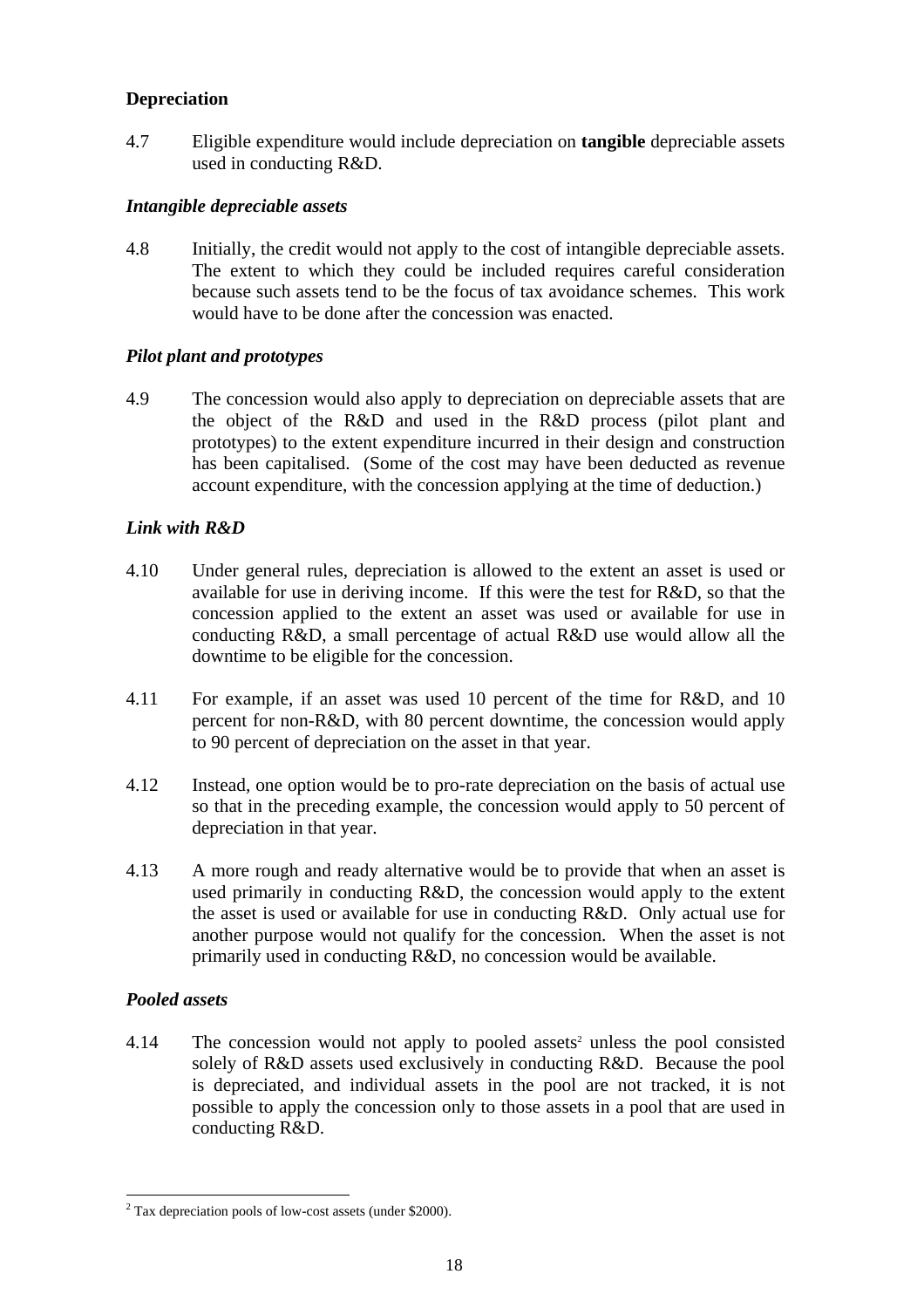### Depreciation

4.7 Eligible expenditure would include depreciation on **tangible** depreciable assets used in conducting R&D.

#### *Intangible depreciable assets*

4.8 Initially, the credit would not apply to the cost of intangible depreciable assets. The extent to which they could be included requires careful consideration because such assets tend to be the focus of tax avoidance schemes. This work would have to be done after the concession was enacted.

#### *Pilot plant and prototypes*

4.9 The concession would also apply to depreciation on depreciable assets that are the object of the R&D and used in the R&D process (pilot plant and prototypes) to the extent expenditure incurred in their design and construction has been capitalised. (Some of the cost may have been deducted as revenue account expenditure, with the concession applying at the time of deduction.)

#### *Link with R&D*

4.10 Under general rules, depreciation is allowed to the extent an asset is used or available for use in deriving income. If this were the test for R&D, so that the concession applied to the extent an asset was used or available for use in conducting R&D, a small percentage of actual R&D use would allow all the downtime to be eligible for the concession.

4.11 For example, if an asset was used 10 percent of the time for R&D, and 10 percent for non-R&D, with 80 percent downtime, the concession would apply to 90 percent of depreciation on the asset in that year.

4.12 Instead, one option would be to pro-rate depreciation on the basis of actual use so that in the preceding example, the concession would apply to 50 percent of depreciation in that year.

4.13 A more rough and ready alternative would be to provide that when an asset is used primarily in conducting R&D, the concession would apply to the extent the asset is used or available for use in conducting R&D. Only actual use for another purpose would not qualify for the concession. When the asset is not primarily used in conducting R&D, no concession would be available.

#### *Pooled assets*

4.14 The concession would not apply to pooled assets[2] unless the pool consisted solely of R&D assets used exclusively in conducting R&D. Because the pool is depreciated, and individual assets in the pool are not tracked, it is not possible to apply the concession only to those assets in a pool that are used in conducting R&D.

---

[2] Tax depreciation pools of low-cost assets (under $2000).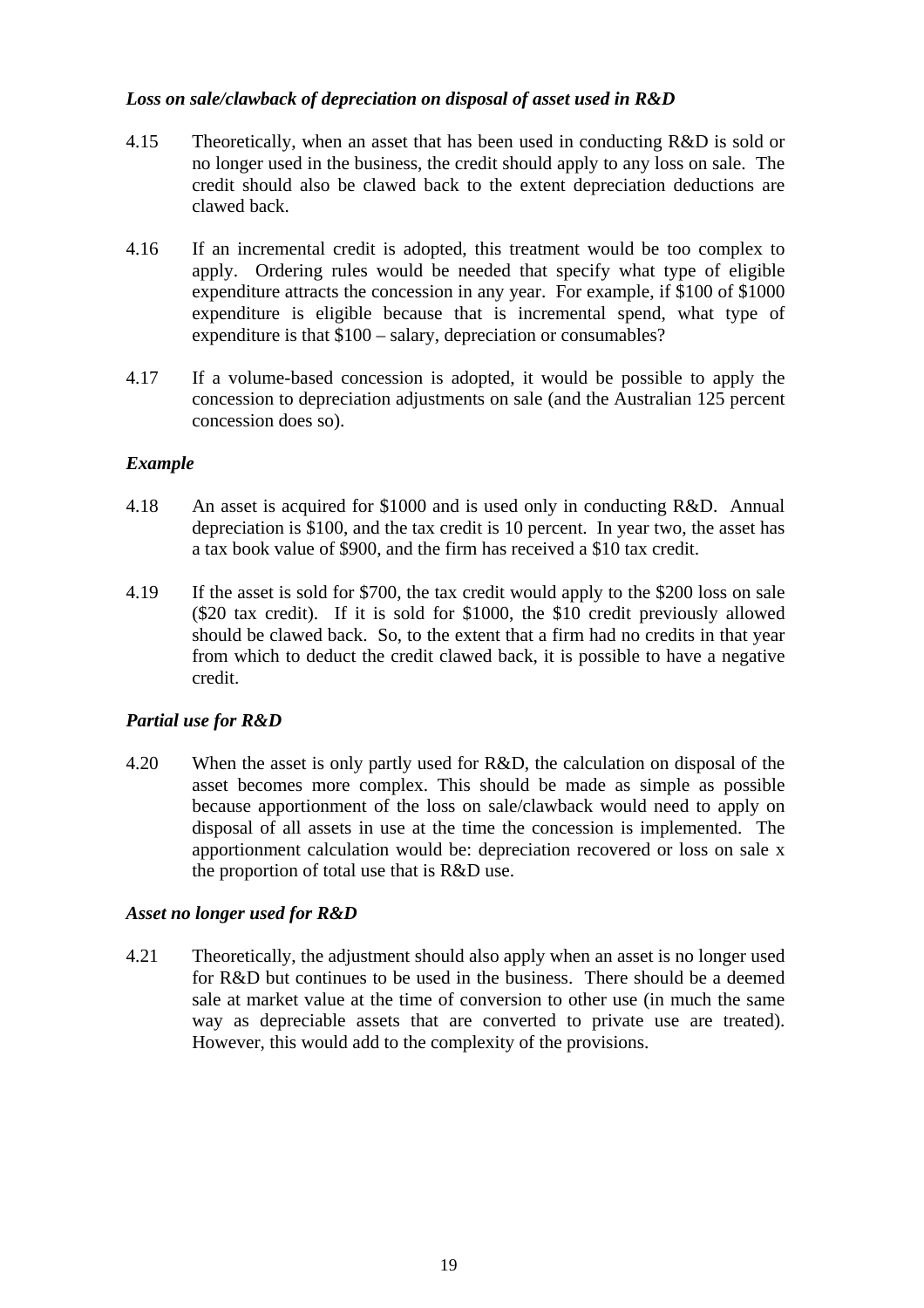### *Loss on sale/clawback of depreciation on disposal of asset used in R&D*

4.15 Theoretically, when an asset that has been used in conducting R&D is sold or no longer used in the business, the credit should apply to any loss on sale. The credit should also be clawed back to the extent depreciation deductions are clawed back.

4.16 If an incremental credit is adopted, this treatment would be too complex to apply. Ordering rules would be needed that specify what type of eligible expenditure attracts the concession in any year. For example, if $100 of $1000 expenditure is eligible because that is incremental spend, what type of expenditure is that $100 – salary, depreciation or consumables?

4.17 If a volume-based concession is adopted, it would be possible to apply the concession to depreciation adjustments on sale (and the Australian 125 percent concession does so).

### *Example*

4.18 An asset is acquired for $1000 and is used only in conducting R&D. Annual depreciation is $100, and the tax credit is 10 percent. In year two, the asset has a tax book value of $900, and the firm has received a $10 tax credit.

4.19 If the asset is sold for $700, the tax credit would apply to the $200 loss on sale ($20 tax credit). If it is sold for $1000, the $10 credit previously allowed should be clawed back. So, to the extent that a firm had no credits in that year from which to deduct the credit clawed back, it is possible to have a negative credit.

### *Partial use for R&D*

4.20 When the asset is only partly used for R&D, the calculation on disposal of the asset becomes more complex. This should be made as simple as possible because apportionment of the loss on sale/clawback would need to apply on disposal of all assets in use at the time the concession is implemented. The apportionment calculation would be: depreciation recovered or loss on sale x the proportion of total use that is R&D use.

### *Asset no longer used for R&D*

4.21 Theoretically, the adjustment should also apply when an asset is no longer used for R&D but continues to be used in the business. There should be a deemed sale at market value at the time of conversion to other use (in much the same way as depreciable assets that are converted to private use are treated). However, this would add to the complexity of the provisions.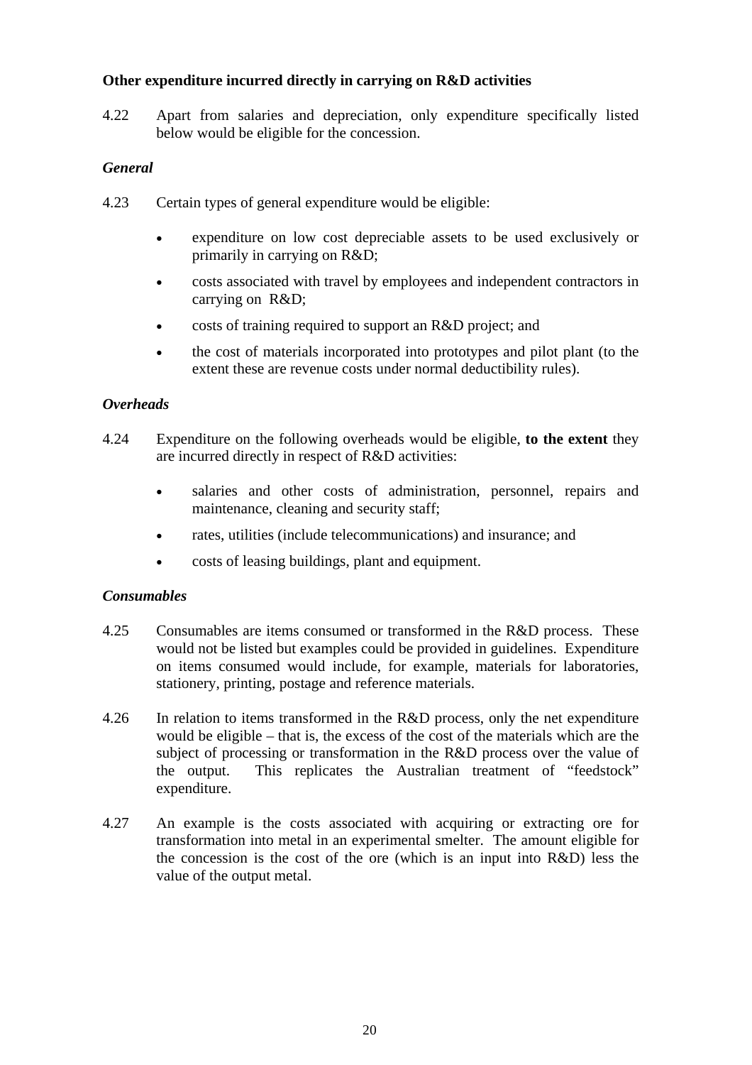**Other expenditure incurred directly in carrying on R&D activities**

4.22 Apart from salaries and depreciation, only expenditure specifically listed below would be eligible for the concession.

*General*

4.23 Certain types of general expenditure would be eligible:

- expenditure on low cost depreciable assets to be used exclusively or primarily in carrying on R&D;
- costs associated with travel by employees and independent contractors in carrying on R&D;
- costs of training required to support an R&D project; and
- the cost of materials incorporated into prototypes and pilot plant (to the extent these are revenue costs under normal deductibility rules).

*Overheads*

4.24 Expenditure on the following overheads would be eligible, **to the extent** they are incurred directly in respect of R&D activities:

- salaries and other costs of administration, personnel, repairs and maintenance, cleaning and security staff;
- rates, utilities (include telecommunications) and insurance; and
- costs of leasing buildings, plant and equipment.

*Consumables*

4.25 Consumables are items consumed or transformed in the R&D process. These would not be listed but examples could be provided in guidelines. Expenditure on items consumed would include, for example, materials for laboratories, stationery, printing, postage and reference materials.

4.26 In relation to items transformed in the R&D process, only the net expenditure would be eligible – that is, the excess of the cost of the materials which are the subject of processing or transformation in the R&D process over the value of the output. This replicates the Australian treatment of "feedstock" expenditure.

4.27 An example is the costs associated with acquiring or extracting ore for transformation into metal in an experimental smelter. The amount eligible for the concession is the cost of the ore (which is an input into R&D) less the value of the output metal.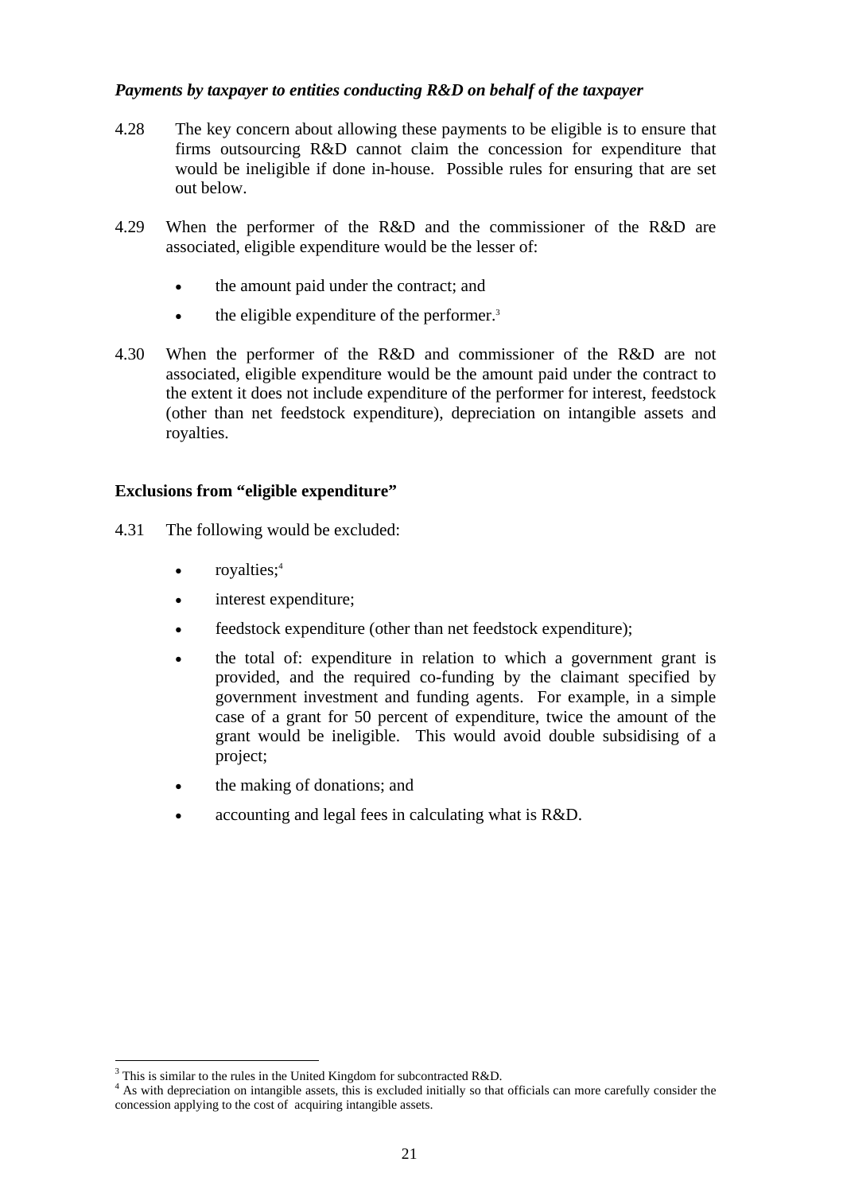*Payments by taxpayer to entities conducting R&D on behalf of the taxpayer*

4.28 The key concern about allowing these payments to be eligible is to ensure that firms outsourcing R&D cannot claim the concession for expenditure that would be ineligible if done in-house. Possible rules for ensuring that are set out below.

4.29 When the performer of the R&D and the commissioner of the R&D are associated, eligible expenditure would be the lesser of:

- the amount paid under the contract; and
- the eligible expenditure of the performer.[3]

4.30 When the performer of the R&D and commissioner of the R&D are not associated, eligible expenditure would be the amount paid under the contract to the extent it does not include expenditure of the performer for interest, feedstock (other than net feedstock expenditure), depreciation on intangible assets and royalties.

**Exclusions from "eligible expenditure"**

4.31 The following would be excluded:

- royalties;[4]
- interest expenditure;
- feedstock expenditure (other than net feedstock expenditure);
- the total of: expenditure in relation to which a government grant is provided, and the required co-funding by the claimant specified by government investment and funding agents. For example, in a simple case of a grant for 50 percent of expenditure, twice the amount of the grant would be ineligible. This would avoid double subsidising of a project;
- the making of donations; and
- accounting and legal fees in calculating what is R&D.

---

[3] This is similar to the rules in the United Kingdom for subcontracted R&D.

[4] As with depreciation on intangible assets, this is excluded initially so that officials can more carefully consider the concession applying to the cost of acquiring intangible assets.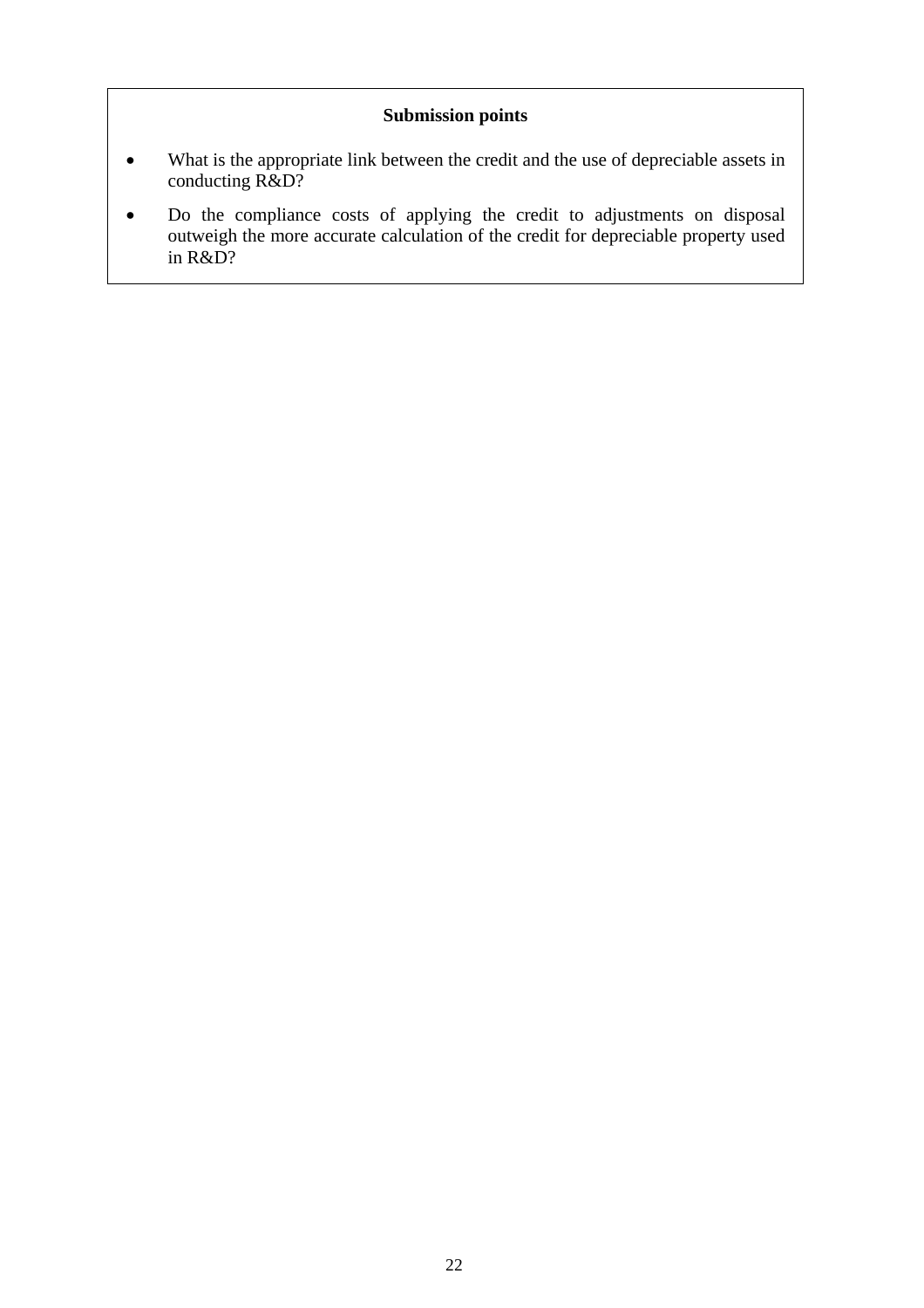**Submission points**

- What is the appropriate link between the credit and the use of depreciable assets in conducting R&D?
- Do the compliance costs of applying the credit to adjustments on disposal outweigh the more accurate calculation of the credit for depreciable property used in R&D?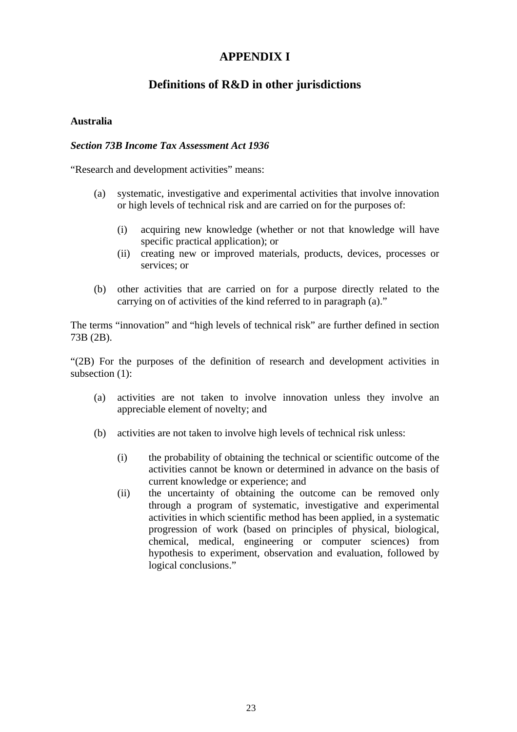# APPENDIX I

## Definitions of R&D in other jurisdictions

**Australia**

***Section 73B Income Tax Assessment Act 1936***

"Research and development activities" means:

(a) systematic, investigative and experimental activities that involve innovation or high levels of technical risk and are carried on for the purposes of:

   (i) acquiring new knowledge (whether or not that knowledge will have specific practical application); or
   (ii) creating new or improved materials, products, devices, processes or services; or

(b) other activities that are carried on for a purpose directly related to the carrying on of activities of the kind referred to in paragraph (a)."

The terms "innovation" and "high levels of technical risk" are further defined in section 73B (2B).

"(2B) For the purposes of the definition of research and development activities in subsection (1):

(a) activities are not taken to involve innovation unless they involve an appreciable element of novelty; and

(b) activities are not taken to involve high levels of technical risk unless:

   (i) the probability of obtaining the technical or scientific outcome of the activities cannot be known or determined in advance on the basis of current knowledge or experience; and
   (ii) the uncertainty of obtaining the outcome can be removed only through a program of systematic, investigative and experimental activities in which scientific method has been applied, in a systematic progression of work (based on principles of physical, biological, chemical, medical, engineering or computer sciences) from hypothesis to experiment, observation and evaluation, followed by logical conclusions."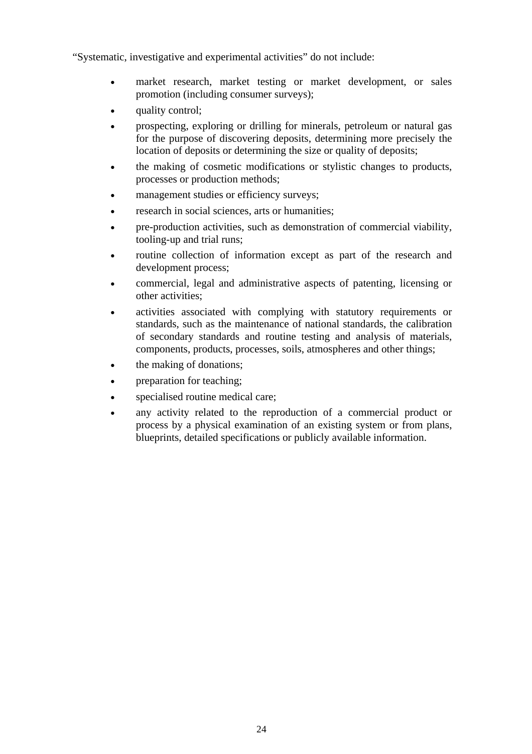"Systematic, investigative and experimental activities" do not include:

- market research, market testing or market development, or sales promotion (including consumer surveys);
- quality control;
- prospecting, exploring or drilling for minerals, petroleum or natural gas for the purpose of discovering deposits, determining more precisely the location of deposits or determining the size or quality of deposits;
- the making of cosmetic modifications or stylistic changes to products, processes or production methods;
- management studies or efficiency surveys;
- research in social sciences, arts or humanities;
- pre-production activities, such as demonstration of commercial viability, tooling-up and trial runs;
- routine collection of information except as part of the research and development process;
- commercial, legal and administrative aspects of patenting, licensing or other activities;
- activities associated with complying with statutory requirements or standards, such as the maintenance of national standards, the calibration of secondary standards and routine testing and analysis of materials, components, products, processes, soils, atmospheres and other things;
- the making of donations;
- preparation for teaching;
- specialised routine medical care;
- any activity related to the reproduction of a commercial product or process by a physical examination of an existing system or from plans, blueprints, detailed specifications or publicly available information.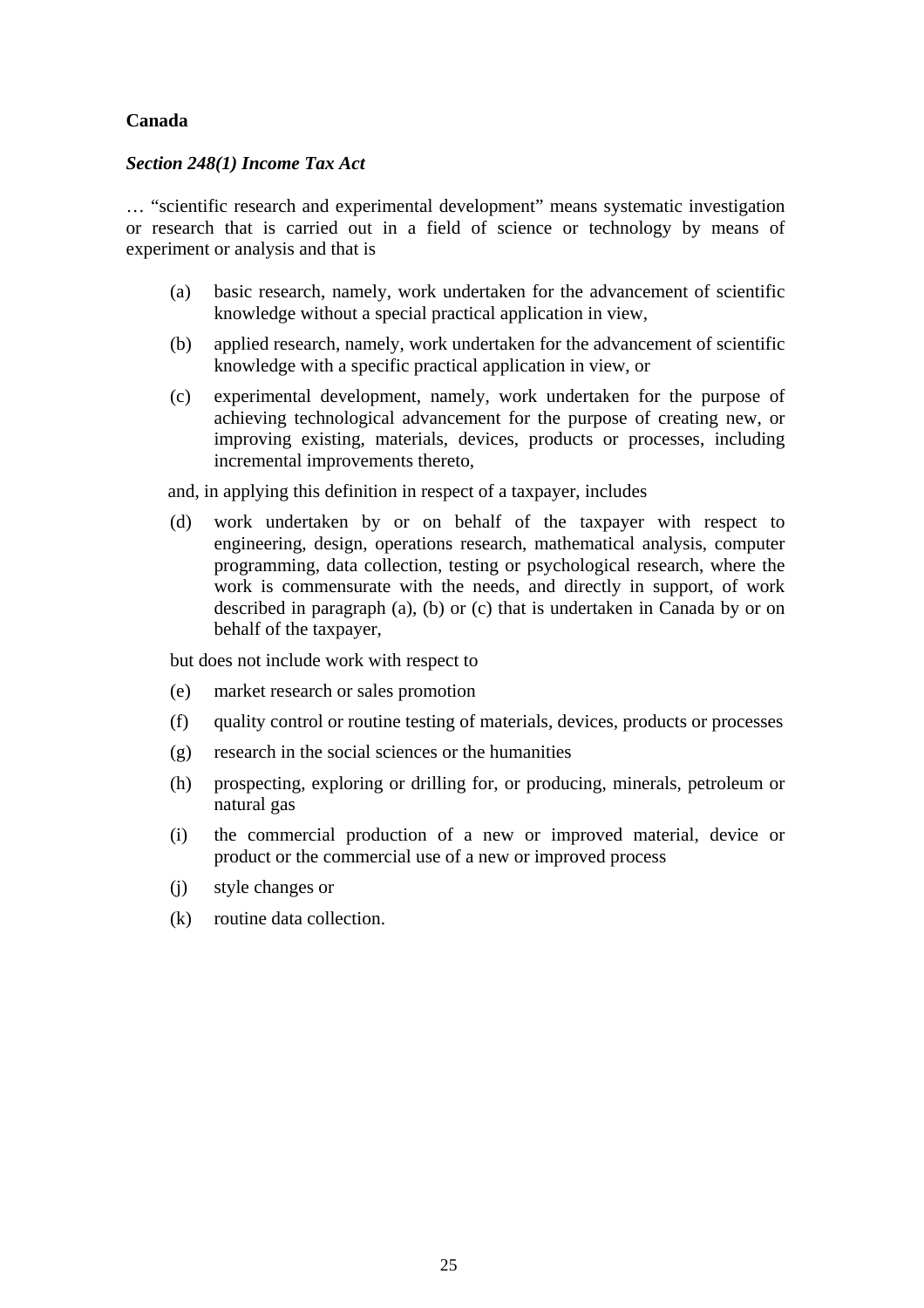**Canada**

***Section 248(1) Income Tax Act***

… "scientific research and experimental development" means systematic investigation or research that is carried out in a field of science or technology by means of experiment or analysis and that is

(a) basic research, namely, work undertaken for the advancement of scientific knowledge without a special practical application in view,

(b) applied research, namely, work undertaken for the advancement of scientific knowledge with a specific practical application in view, or

(c) experimental development, namely, work undertaken for the purpose of achieving technological advancement for the purpose of creating new, or improving existing, materials, devices, products or processes, including incremental improvements thereto,

and, in applying this definition in respect of a taxpayer, includes

(d) work undertaken by or on behalf of the taxpayer with respect to engineering, design, operations research, mathematical analysis, computer programming, data collection, testing or psychological research, where the work is commensurate with the needs, and directly in support, of work described in paragraph (a), (b) or (c) that is undertaken in Canada by or on behalf of the taxpayer,

but does not include work with respect to

(e) market research or sales promotion

(f) quality control or routine testing of materials, devices, products or processes

(g) research in the social sciences or the humanities

(h) prospecting, exploring or drilling for, or producing, minerals, petroleum or natural gas

(i) the commercial production of a new or improved material, device or product or the commercial use of a new or improved process

(j) style changes or

(k) routine data collection.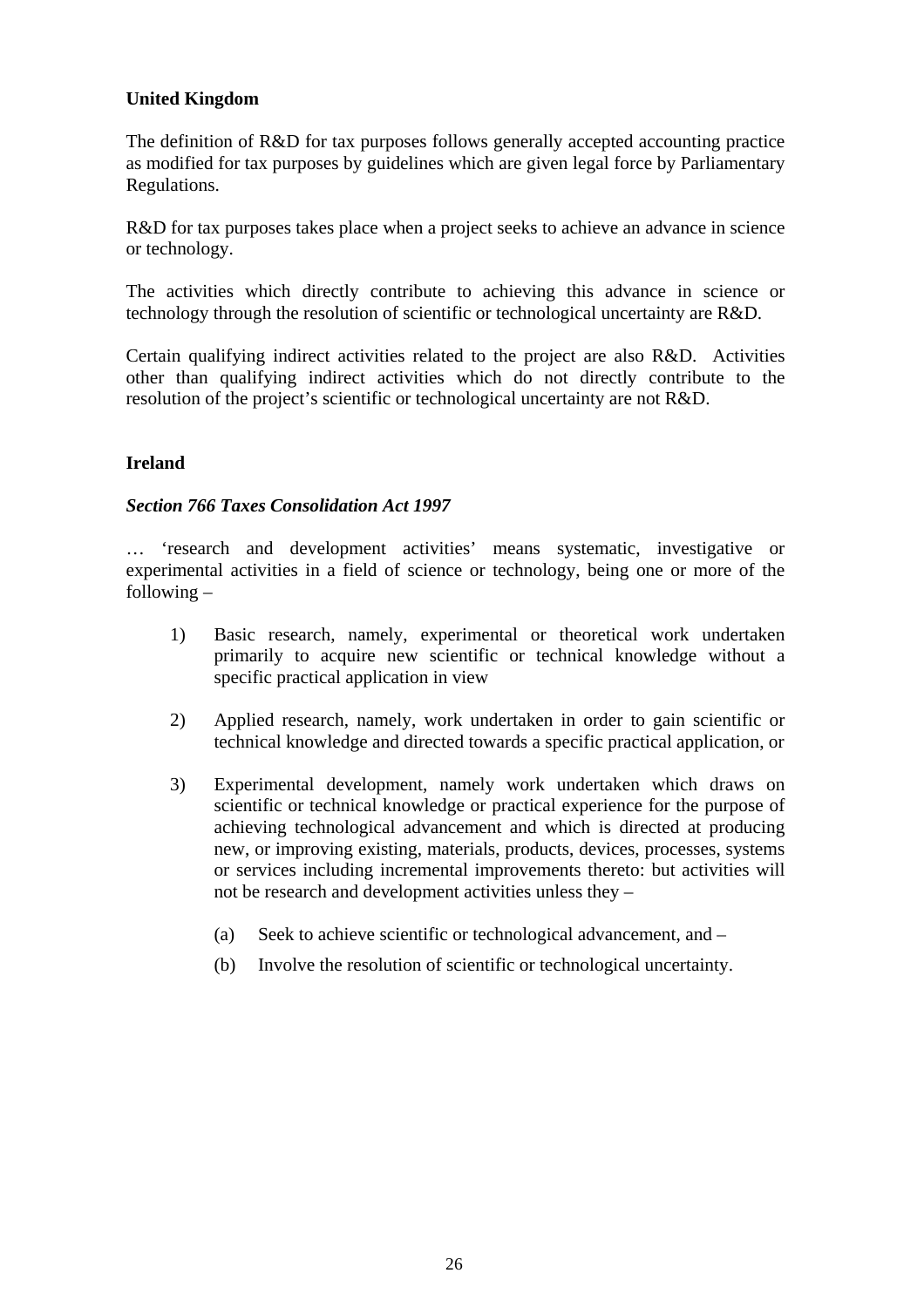**United Kingdom**

The definition of R&D for tax purposes follows generally accepted accounting practice as modified for tax purposes by guidelines which are given legal force by Parliamentary Regulations.

R&D for tax purposes takes place when a project seeks to achieve an advance in science or technology.

The activities which directly contribute to achieving this advance in science or technology through the resolution of scientific or technological uncertainty are R&D.

Certain qualifying indirect activities related to the project are also R&D. Activities other than qualifying indirect activities which do not directly contribute to the resolution of the project's scientific or technological uncertainty are not R&D.

**Ireland**

***Section 766 Taxes Consolidation Act 1997***

… 'research and development activities' means systematic, investigative or experimental activities in a field of science or technology, being one or more of the following –

1) Basic research, namely, experimental or theoretical work undertaken primarily to acquire new scientific or technical knowledge without a specific practical application in view

2) Applied research, namely, work undertaken in order to gain scientific or technical knowledge and directed towards a specific practical application, or

3) Experimental development, namely work undertaken which draws on scientific or technical knowledge or practical experience for the purpose of achieving technological advancement and which is directed at producing new, or improving existing, materials, products, devices, processes, systems or services including incremental improvements thereto: but activities will not be research and development activities unless they –

   (a) Seek to achieve scientific or technological advancement, and –

   (b) Involve the resolution of scientific or technological uncertainty.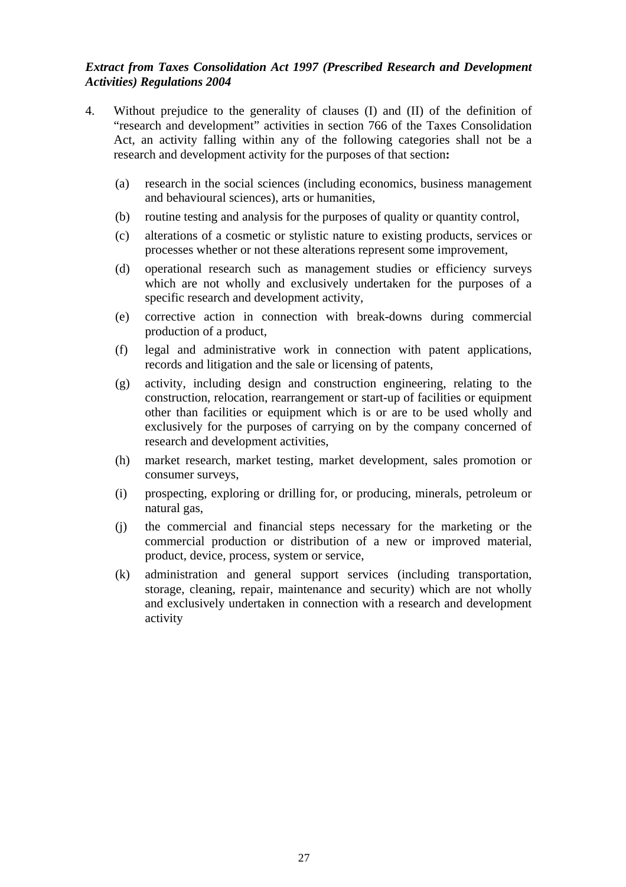***Extract from Taxes Consolidation Act 1997 (Prescribed Research and Development Activities) Regulations 2004***

4. Without prejudice to the generality of clauses (I) and (II) of the definition of "research and development" activities in section 766 of the Taxes Consolidation Act, an activity falling within any of the following categories shall not be a research and development activity for the purposes of that section**:**

   (a) research in the social sciences (including economics, business management and behavioural sciences), arts or humanities,

   (b) routine testing and analysis for the purposes of quality or quantity control,

   (c) alterations of a cosmetic or stylistic nature to existing products, services or processes whether or not these alterations represent some improvement,

   (d) operational research such as management studies or efficiency surveys which are not wholly and exclusively undertaken for the purposes of a specific research and development activity,

   (e) corrective action in connection with break-downs during commercial production of a product,

   (f) legal and administrative work in connection with patent applications, records and litigation and the sale or licensing of patents,

   (g) activity, including design and construction engineering, relating to the construction, relocation, rearrangement or start-up of facilities or equipment other than facilities or equipment which is or are to be used wholly and exclusively for the purposes of carrying on by the company concerned of research and development activities,

   (h) market research, market testing, market development, sales promotion or consumer surveys,

   (i) prospecting, exploring or drilling for, or producing, minerals, petroleum or natural gas,

   (j) the commercial and financial steps necessary for the marketing or the commercial production or distribution of a new or improved material, product, device, process, system or service,

   (k) administration and general support services (including transportation, storage, cleaning, repair, maintenance and security) which are not wholly and exclusively undertaken in connection with a research and development activity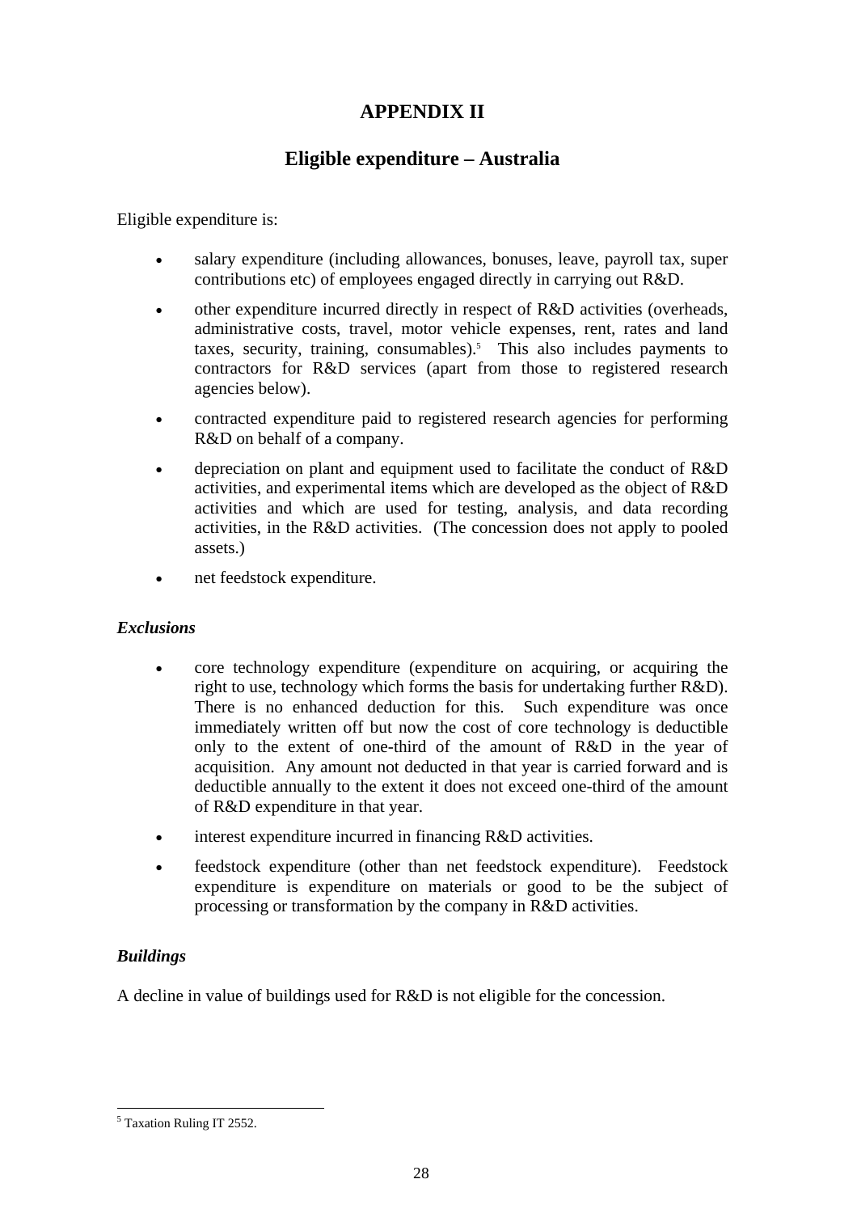# APPENDIX II

## Eligible expenditure – Australia

Eligible expenditure is:

- salary expenditure (including allowances, bonuses, leave, payroll tax, super contributions etc) of employees engaged directly in carrying out R&D.
- other expenditure incurred directly in respect of R&D activities (overheads, administrative costs, travel, motor vehicle expenses, rent, rates and land taxes, security, training, consumables).[5] This also includes payments to contractors for R&D services (apart from those to registered research agencies below).
- contracted expenditure paid to registered research agencies for performing R&D on behalf of a company.
- depreciation on plant and equipment used to facilitate the conduct of R&D activities, and experimental items which are developed as the object of R&D activities and which are used for testing, analysis, and data recording activities, in the R&D activities. (The concession does not apply to pooled assets.)
- net feedstock expenditure.

### *Exclusions*

- core technology expenditure (expenditure on acquiring, or acquiring the right to use, technology which forms the basis for undertaking further R&D). There is no enhanced deduction for this. Such expenditure was once immediately written off but now the cost of core technology is deductible only to the extent of one-third of the amount of R&D in the year of acquisition. Any amount not deducted in that year is carried forward and is deductible annually to the extent it does not exceed one-third of the amount of R&D expenditure in that year.
- interest expenditure incurred in financing R&D activities.
- feedstock expenditure (other than net feedstock expenditure). Feedstock expenditure is expenditure on materials or good to be the subject of processing or transformation by the company in R&D activities.

### *Buildings*

A decline in value of buildings used for R&D is not eligible for the concession.

[5] Taxation Ruling IT 2552.